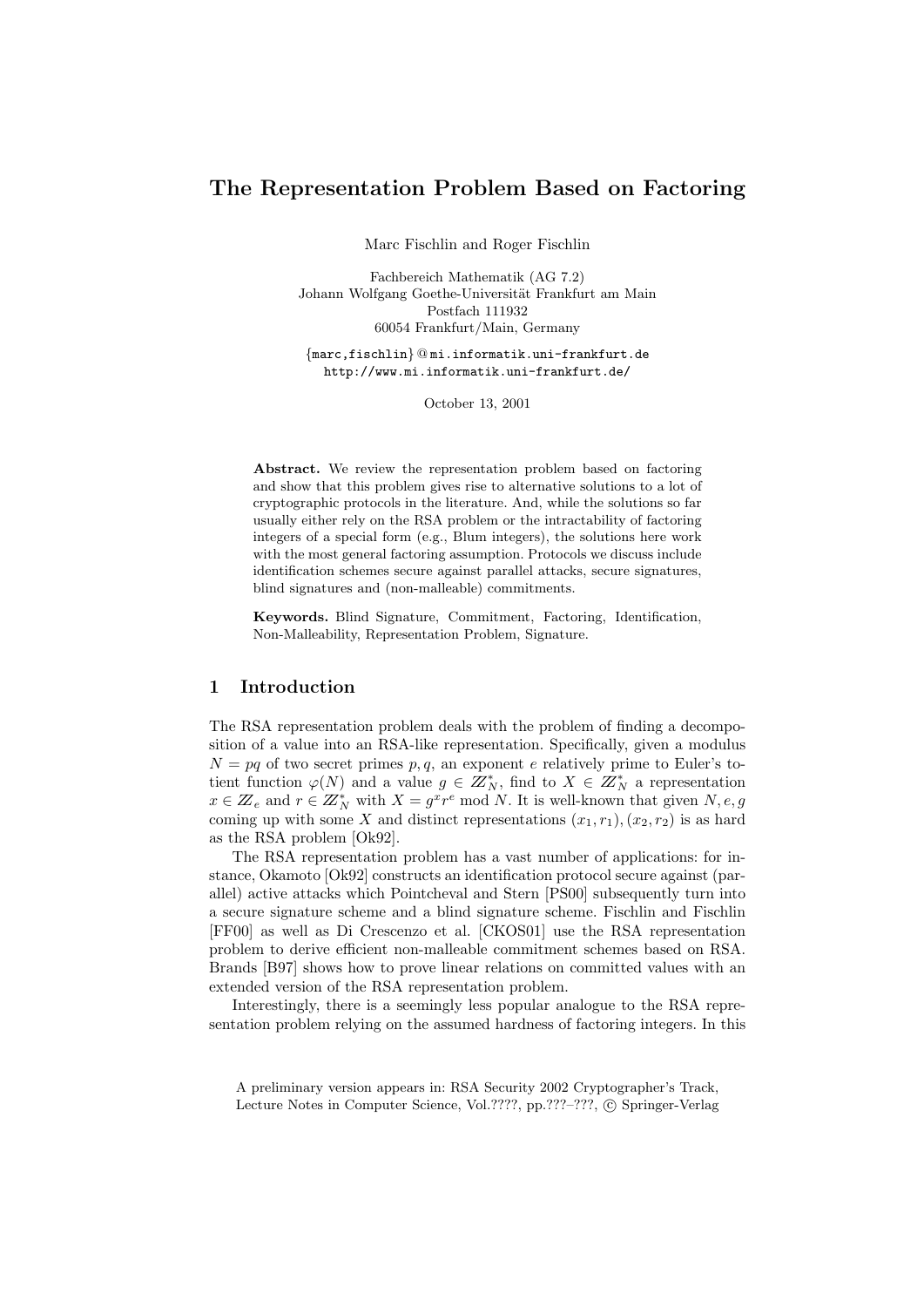# The Representation Problem Based on Factoring

Marc Fischlin and Roger Fischlin

Fachbereich Mathematik (AG 7.2)
Johann Wolfgang Goethe-Universität Frankfurt am Main
Postfach 111932
60054 Frankfurt/Main, Germany

{marc,fischlin}@mi.informatik.uni-frankfurt.de
http://www.mi.informatik.uni-frankfurt.de/

October 13, 2001

**Abstract.** We review the representation problem based on factoring and show that this problem gives rise to alternative solutions to a lot of cryptographic protocols in the literature. And, while the solutions so far usually either rely on the RSA problem or the intractability of factoring integers of a special form (e.g., Blum integers), the solutions here work with the most general factoring assumption. Protocols we discuss include identification schemes secure against parallel attacks, secure signatures, blind signatures and (non-malleable) commitments.

**Keywords.** Blind Signature, Commitment, Factoring, Identification, Non-Malleability, Representation Problem, Signature.

## 1 Introduction

The RSA representation problem deals with the problem of finding a decomposition of a value into an RSA-like representation. Specifically, given a modulus $N = pq$ of two secret primes $p, q$, an exponent $e$ relatively prime to Euler's totient function $\varphi(N)$ and a value $g \in \mathbb{Z}_N^*$, find to $X \in \mathbb{Z}_N^*$ a representation $x \in \mathbb{Z}_e$ and $r \in \mathbb{Z}_N^*$ with $X = g^x r^e \bmod N$. It is well-known that given $N, e, g$ coming up with some $X$ and distinct representations $(x_1, r_1), (x_2, r_2)$ is as hard as the RSA problem [Ok92].

The RSA representation problem has a vast number of applications: for instance, Okamoto [Ok92] constructs an identification protocol secure against (parallel) active attacks which Pointcheval and Stern [PS00] subsequently turn into a secure signature scheme and a blind signature scheme. Fischlin and Fischlin [FF00] as well as Di Crescenzo et al. [CKOS01] use the RSA representation problem to derive efficient non-malleable commitment schemes based on RSA. Brands [B97] shows how to prove linear relations on committed values with an extended version of the RSA representation problem.

Interestingly, there is a seemingly less popular analogue to the RSA representation problem relying on the assumed hardness of factoring integers. In this

A preliminary version appears in: RSA Security 2002 Cryptographer's Track, Lecture Notes in Computer Science, Vol.????, pp.???–???, © Springer-Verlag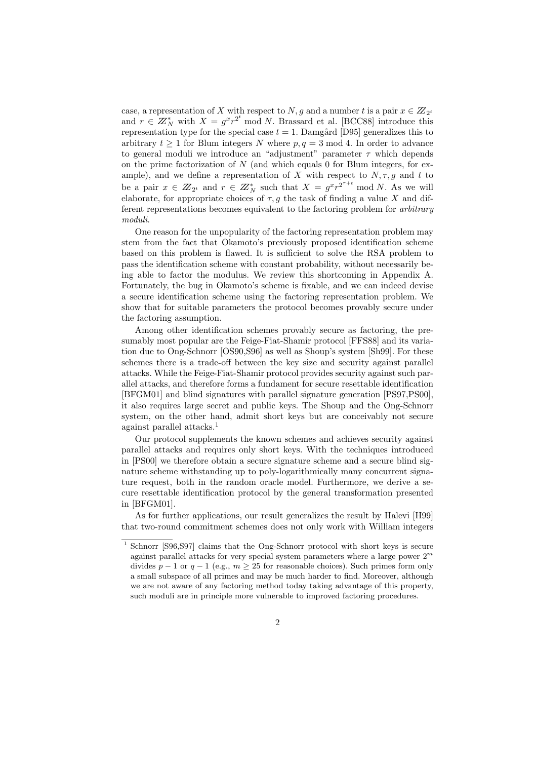case, a representation of $X$ with respect to $N, g$ and a number $t$ is a pair $x \in \mathbb{Z}_{2^t}$ and $r \in \mathbb{Z}_N^*$ with $X = g^x r^{2^t} \bmod N$. Brassard et al. [BCC88] introduce this representation type for the special case $t = 1$. Damgård [D95] generalizes this to arbitrary $t \geq 1$ for Blum integers $N$ where $p, q = 3 \bmod 4$. In order to advance to general moduli we introduce an "adjustment" parameter $\tau$ which depends on the prime factorization of $N$ (and which equals 0 for Blum integers, for example), and we define a representation of $X$ with respect to $N, \tau, g$ and $t$ to be a pair $x \in \mathbb{Z}_{2^t}$ and $r \in \mathbb{Z}_N^*$ such that $X = g^x r^{2^{\tau+t}} \bmod N$. As we will elaborate, for appropriate choices of $\tau, g$ the task of finding a value $X$ and different representations becomes equivalent to the factoring problem for *arbitrary moduli*.

One reason for the unpopularity of the factoring representation problem may stem from the fact that Okamoto's previously proposed identification scheme based on this problem is flawed. It is sufficient to solve the RSA problem to pass the identification scheme with constant probability, without necessarily being able to factor the modulus. We review this shortcoming in Appendix A. Fortunately, the bug in Okamoto's scheme is fixable, and we can indeed devise a secure identification scheme using the factoring representation problem. We show that for suitable parameters the protocol becomes provably secure under the factoring assumption.

Among other identification schemes provably secure as factoring, the presumably most popular are the Feige-Fiat-Shamir protocol [FFS88] and its variation due to Ong-Schnorr [OS90,S96] as well as Shoup's system [Sh99]. For these schemes there is a trade-off between the key size and security against parallel attacks. While the Feige-Fiat-Shamir protocol provides security against such parallel attacks, and therefore forms a fundament for secure resettable identification [BFGM01] and blind signatures with parallel signature generation [PS97,PS00], it also requires large secret and public keys. The Shoup and the Ong-Schnorr system, on the other hand, admit short keys but are conceivably not secure against parallel attacks.[1]

Our protocol supplements the known schemes and achieves security against parallel attacks and requires only short keys. With the techniques introduced in [PS00] we therefore obtain a secure signature scheme and a secure blind signature scheme withstanding up to poly-logarithmically many concurrent signature request, both in the random oracle model. Furthermore, we derive a secure resettable identification protocol by the general transformation presented in [BFGM01].

As for further applications, our result generalizes the result by Halevi [H99] that two-round commitment schemes does not only work with William integers

[1] Schnorr [S96,S97] claims that the Ong-Schnorr protocol with short keys is secure against parallel attacks for very special system parameters where a large power $2^m$ divides $p - 1$ or $q - 1$ (e.g., $m \geq 25$ for reasonable choices). Such primes form only a small subspace of all primes and may be much harder to find. Moreover, although we are not aware of any factoring method today taking advantage of this property, such moduli are in principle more vulnerable to improved factoring procedures.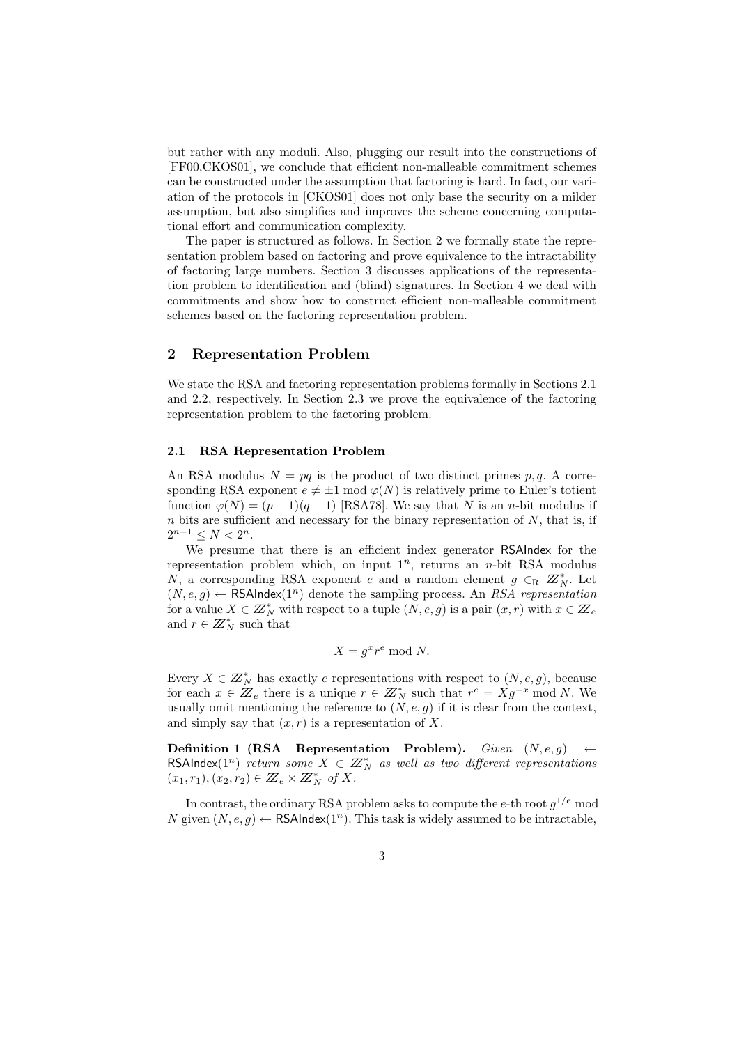but rather with any moduli. Also, plugging our result into the constructions of [FF00,CKOS01], we conclude that efficient non-malleable commitment schemes can be constructed under the assumption that factoring is hard. In fact, our variation of the protocols in [CKOS01] does not only base the security on a milder assumption, but also simplifies and improves the scheme concerning computational effort and communication complexity.

The paper is structured as follows. In Section 2 we formally state the representation problem based on factoring and prove equivalence to the intractability of factoring large numbers. Section 3 discusses applications of the representation problem to identification and (blind) signatures. In Section 4 we deal with commitments and show how to construct efficient non-malleable commitment schemes based on the factoring representation problem.

## 2 Representation Problem

We state the RSA and factoring representation problems formally in Sections 2.1 and 2.2, respectively. In Section 2.3 we prove the equivalence of the factoring representation problem to the factoring problem.

### 2.1 RSA Representation Problem

An RSA modulus $N = pq$ is the product of two distinct primes $p, q$. A corresponding RSA exponent $e \neq \pm 1 \bmod \varphi(N)$ is relatively prime to Euler's totient function $\varphi(N) = (p-1)(q-1)$ [RSA78]. We say that $N$ is an $n$-bit modulus if $n$ bits are sufficient and necessary for the binary representation of $N$, that is, if $2^{n-1} \leq N < 2^n$.

We presume that there is an efficient index generator $\mathsf{RSAIndex}$ for the representation problem which, on input $1^n$, returns an $n$-bit RSA modulus $N$, a corresponding RSA exponent $e$ and a random element $g \in_{\mathrm{R}} \mathbb{Z}_N^*$. Let $(N, e, g) \leftarrow \mathsf{RSAIndex}(1^n)$ denote the sampling process. An *RSA representation* for a value $X \in \mathbb{Z}_N^*$ with respect to a tuple $(N, e, g)$ is a pair $(x, r)$ with $x \in \mathbb{Z}_e$ and $r \in \mathbb{Z}_N^*$ such that

$$X = g^x r^e \bmod N.$$

Every $X \in \mathbb{Z}_N^*$ has exactly $e$ representations with respect to $(N, e, g)$, because for each $x \in \mathbb{Z}_e$ there is a unique $r \in \mathbb{Z}_N^*$ such that $r^e = X g^{-x} \bmod N$. We usually omit mentioning the reference to $(N, e, g)$ if it is clear from the context, and simply say that $(x, r)$ is a representation of $X$.

**Definition 1 (RSA Representation Problem).** *Given* $(N, e, g) \leftarrow \mathsf{RSAIndex}(1^n)$ *return some* $X \in \mathbb{Z}_N^*$ *as well as two different representations* $(x_1, r_1), (x_2, r_2) \in \mathbb{Z}_e \times \mathbb{Z}_N^*$ *of* $X$.

In contrast, the ordinary RSA problem asks to compute the $e$-th root $g^{1/e} \bmod N$ given $(N, e, g) \leftarrow \mathsf{RSAIndex}(1^n)$. This task is widely assumed to be intractable,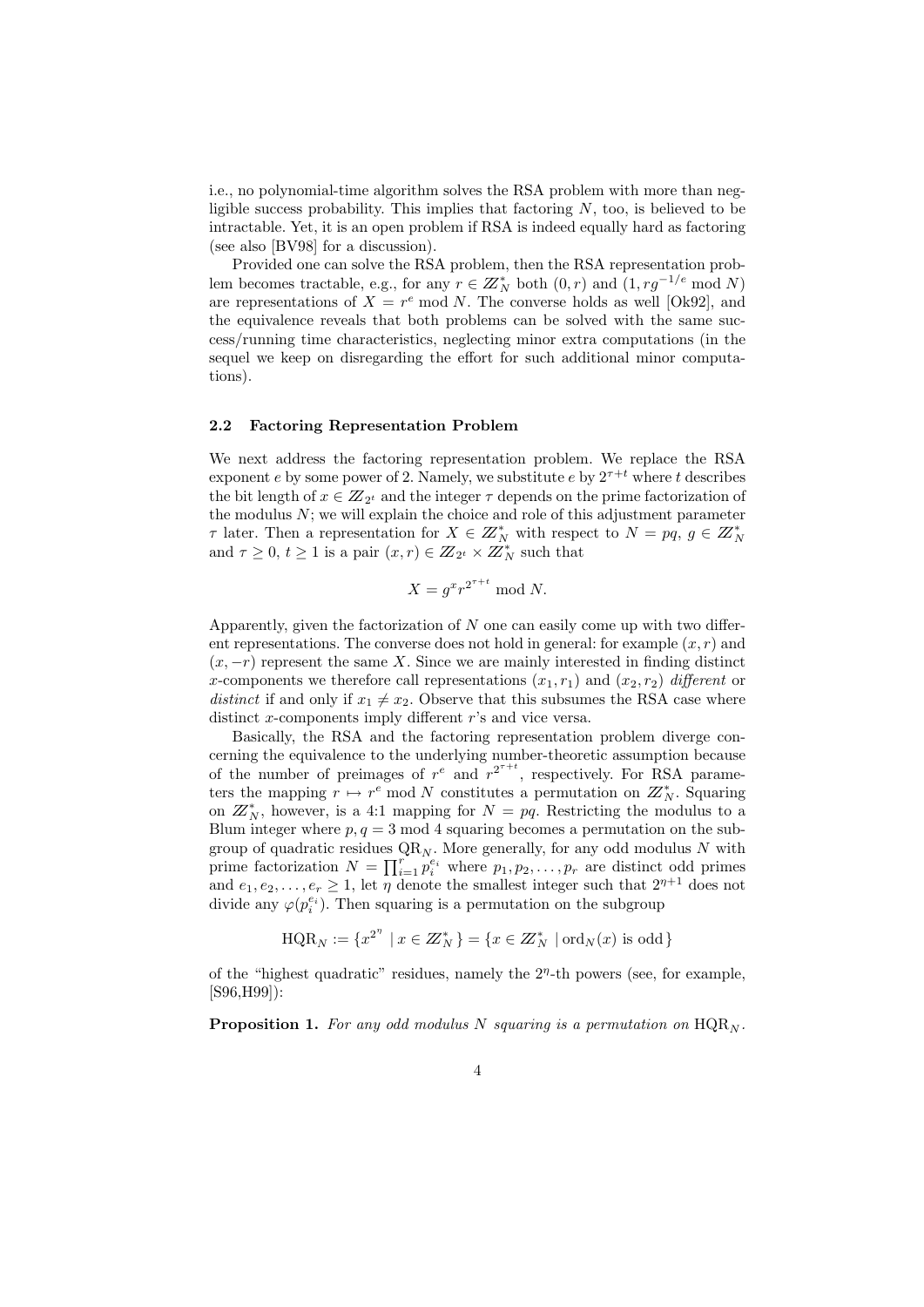i.e., no polynomial-time algorithm solves the RSA problem with more than negligible success probability. This implies that factoring $N$, too, is believed to be intractable. Yet, it is an open problem if RSA is indeed equally hard as factoring (see also [BV98] for a discussion).

Provided one can solve the RSA problem, then the RSA representation problem becomes tractable, e.g., for any $r \in \mathbb{Z}_N^*$ both $(0, r)$ and $(1, rg^{-1/e} \bmod N)$ are representations of $X = r^e \bmod N$. The converse holds as well [Ok92], and the equivalence reveals that both problems can be solved with the same success/running time characteristics, neglecting minor extra computations (in the sequel we keep on disregarding the effort for such additional minor computations).

### 2.2 Factoring Representation Problem

We next address the factoring representation problem. We replace the RSA exponent $e$ by some power of 2. Namely, we substitute $e$ by $2^{\tau+t}$ where $t$ describes the bit length of $x \in \mathbb{Z}_{2^t}$ and the integer $\tau$ depends on the prime factorization of the modulus $N$; we will explain the choice and role of this adjustment parameter $\tau$ later. Then a representation for $X \in \mathbb{Z}_N^*$ with respect to $N = pq$, $g \in \mathbb{Z}_N^*$ and $\tau \geq 0$, $t \geq 1$ is a pair $(x, r) \in \mathbb{Z}_{2^t} \times \mathbb{Z}_N^*$ such that

$$X = g^x r^{2^{\tau+t}} \bmod N.$$

Apparently, given the factorization of $N$ one can easily come up with two different representations. The converse does not hold in general: for example $(x, r)$ and $(x, -r)$ represent the same $X$. Since we are mainly interested in finding distinct $x$-components we therefore call representations $(x_1, r_1)$ and $(x_2, r_2)$ *different* or *distinct* if and only if $x_1 \neq x_2$. Observe that this subsumes the RSA case where distinct $x$-components imply different $r$'s and vice versa.

Basically, the RSA and the factoring representation problem diverge concerning the equivalence to the underlying number-theoretic assumption because of the number of preimages of $r^e$ and $r^{2^{\tau+t}}$, respectively. For RSA parameters the mapping $r \mapsto r^e \bmod N$ constitutes a permutation on $\mathbb{Z}_N^*$. Squaring on $\mathbb{Z}_N^*$, however, is a 4:1 mapping for $N = pq$. Restricting the modulus to a Blum integer where $p, q = 3 \bmod 4$ squaring becomes a permutation on the subgroup of quadratic residues $\mathrm{QR}_N$. More generally, for any odd modulus $N$ with prime factorization $N = \prod_{i=1}^{r} p_i^{e_i}$ where $p_1, p_2, \ldots, p_r$ are distinct odd primes and $e_1, e_2, \ldots, e_r \geq 1$, let $\eta$ denote the smallest integer such that $2^{\eta+1}$ does not divide any $\varphi(p_i^{e_i})$. Then squaring is a permutation on the subgroup

$$\mathrm{HQR}_N := \{x^{2^\eta} \mid x \in \mathbb{Z}_N^*\} = \{x \in \mathbb{Z}_N^* \mid \mathrm{ord}_N(x) \text{ is odd}\}$$

of the "highest quadratic" residues, namely the $2^\eta$-th powers (see, for example, [S96,H99]):

**Proposition 1.** *For any odd modulus $N$ squaring is a permutation on $\mathrm{HQR}_N$.*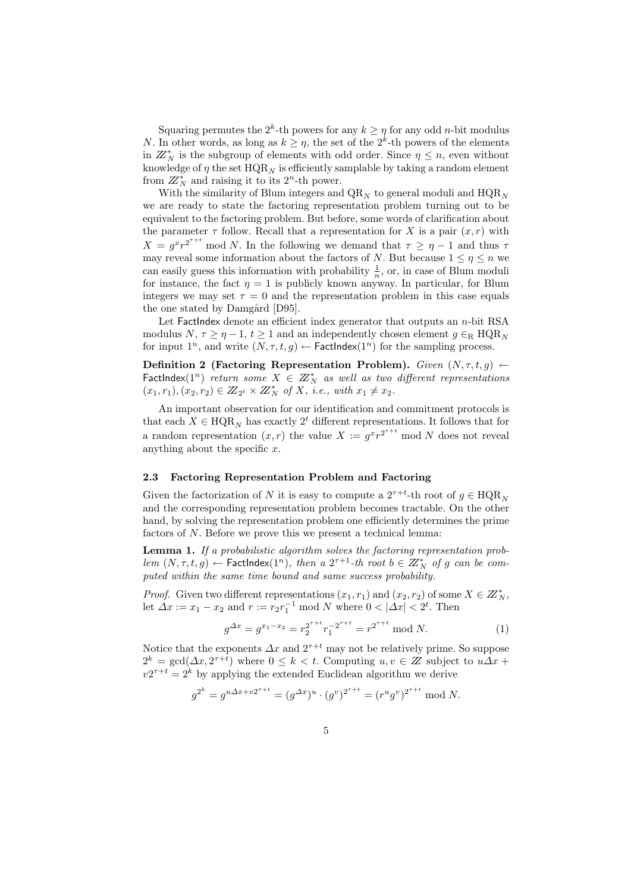Squaring permutes the $2^k$-th powers for any $k \geq \eta$ for any odd $n$-bit modulus $N$. In other words, as long as $k \geq \eta$, the set of the $2^k$-th powers of the elements in $\mathbb{Z}_N^*$ is the subgroup of elements with odd order. Since $\eta \leq n$, even without knowledge of $\eta$ the set $\mathrm{HQR}_N$ is efficiently samplable by taking a random element from $\mathbb{Z}_N^*$ and raising it to its $2^n$-th power.

With the similarity of Blum integers and $\mathrm{QR}_N$ to general moduli and $\mathrm{HQR}_N$ we are ready to state the factoring representation problem turning out to be equivalent to the factoring problem. But before, some words of clarification about the parameter $\tau$ follow. Recall that a representation for $X$ is a pair $(x, r)$ with $X = g^x r^{2^{\tau+t}} \bmod N$. In the following we demand that $\tau \geq \eta - 1$ and thus $\tau$ may reveal some information about the factors of $N$. But because $1 \leq \eta \leq n$ we can easily guess this information with probability $\frac{1}{n}$, or, in case of Blum moduli for instance, the fact $\eta = 1$ is publicly known anyway. In particular, for Blum integers we may set $\tau = 0$ and the representation problem in this case equals the one stated by Damgård [D95].

Let $\mathsf{FactIndex}$ denote an efficient index generator that outputs an $n$-bit RSA modulus $N$, $\tau \geq \eta - 1$, $t \geq 1$ and an independently chosen element $g \in_{\mathrm{R}} \mathrm{HQR}_N$ for input $1^n$, and write $(N, \tau, t, g) \leftarrow \mathsf{FactIndex}(1^n)$ for the sampling process.

**Definition 2 (Factoring Representation Problem).** *Given* $(N, \tau, t, g) \leftarrow \mathsf{FactIndex}(1^n)$ *return some* $X \in \mathbb{Z}_N^*$ *as well as two different representations* $(x_1, r_1), (x_2, r_2) \in \mathbb{Z}_{2^t} \times \mathbb{Z}_N^*$ *of* $X$*, i.e., with* $x_1 \neq x_2$*.*

An important observation for our identification and commitment protocols is that each $X \in \mathrm{HQR}_N$ has exactly $2^t$ different representations. It follows that for a random representation $(x, r)$ the value $X := g^x r^{2^{\tau+t}} \bmod N$ does not reveal anything about the specific $x$.

### 2.3 Factoring Representation Problem and Factoring

Given the factorization of $N$ it is easy to compute a $2^{\tau+t}$-th root of $g \in \mathrm{HQR}_N$ and the corresponding representation problem becomes tractable. On the other hand, by solving the representation problem one efficiently determines the prime factors of $N$. Before we prove this we present a technical lemma:

**Lemma 1.** *If a probabilistic algorithm solves the factoring representation problem* $(N, \tau, t, g) \leftarrow \mathsf{FactIndex}(1^n)$*, then a* $2^{\tau+1}$*-th root* $b \in \mathbb{Z}_N^*$ *of* $g$ *can be computed within the same time bound and same success probability.*

*Proof.* Given two different representations $(x_1, r_1)$ and $(x_2, r_2)$ of some $X \in \mathbb{Z}_N^*$, let $\Delta x := x_1 - x_2$ and $r := r_2 r_1^{-1} \bmod N$ where $0 < |\Delta x| < 2^t$. Then

$$g^{\Delta x} = g^{x_1 - x_2} = r_2^{2^{\tau+t}} r_1^{-2^{\tau+t}} = r^{2^{\tau+t}} \bmod N. \tag{1}$$

Notice that the exponents $\Delta x$ and $2^{\tau+t}$ may not be relatively prime. So suppose $2^k = \gcd(\Delta x, 2^{\tau+t})$ where $0 \leq k < t$. Computing $u, v \in \mathbb{Z}$ subject to $u \Delta x + v 2^{\tau+t} = 2^k$ by applying the extended Euclidean algorithm we derive

$$g^{2^k} = g^{u \Delta x + v 2^{\tau+t}} = (g^{\Delta x})^u \cdot (g^v)^{2^{\tau+t}} = (r^u g^v)^{2^{\tau+t}} \bmod N.$$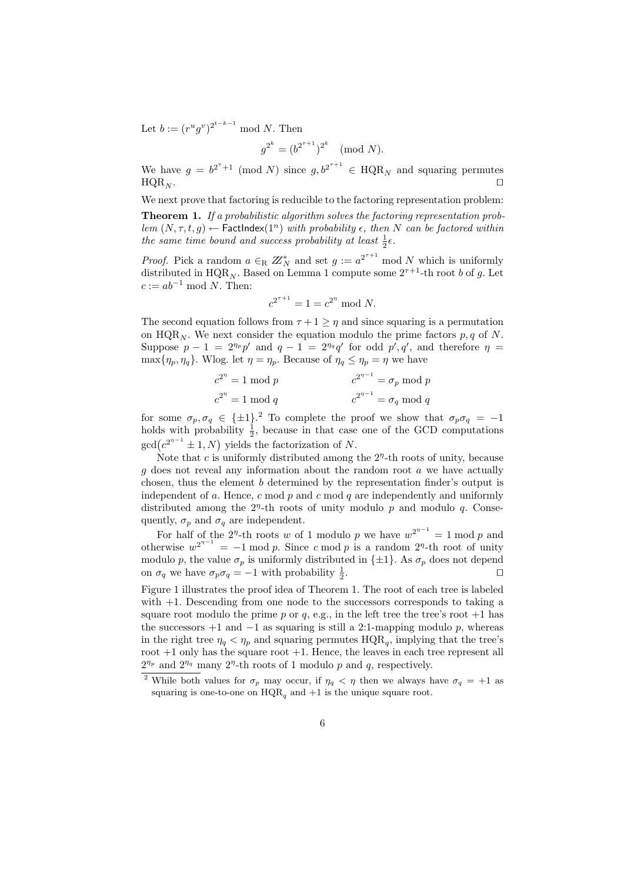Let $b := (r^u g^v)^{2^{t-k-1}} \bmod N$. Then

$$g^{2^k} = (b^{2^{\tau+1}})^{2^k} \pmod N.$$

We have $g = b^{2^\tau+1} \pmod N$ since $g, b^{2^{\tau+1}} \in \mathrm{HQR}_N$ and squaring permutes $\mathrm{HQR}_N$. □

We next prove that factoring is reducible to the factoring representation problem:

**Theorem 1.** *If a probabilistic algorithm solves the factoring representation problem $(N, \tau, t, g) \leftarrow \mathsf{FactIndex}(1^n)$ with probability $\epsilon$, then $N$ can be factored within the same time bound and success probability at least $\frac{1}{2}\epsilon$.*

*Proof.* Pick a random $a \in_R \mathbb{Z}_N^*$ and set $g := a^{2^{\tau+1}} \bmod N$ which is uniformly distributed in $\mathrm{HQR}_N$. Based on Lemma 1 compute some $2^{\tau+1}$-th root $b$ of $g$. Let $c := ab^{-1} \bmod N$. Then:

$$c^{2^{\tau+1}} = 1 = c^{2^\eta} \bmod N.$$

The second equation follows from $\tau + 1 \geq \eta$ and since squaring is a permutation on $\mathrm{HQR}_N$. We next consider the equation modulo the prime factors $p, q$ of $N$. Suppose $p - 1 = 2^{\eta_p} p'$ and $q - 1 = 2^{\eta_q} q'$ for odd $p', q'$, and therefore $\eta = \max\{\eta_p, \eta_q\}$. Wlog. let $\eta = \eta_p$. Because of $\eta_q \leq \eta_p = \eta$ we have

$$c^{2^\eta} = 1 \bmod p \qquad\qquad c^{2^{\eta-1}} = \sigma_p \bmod p$$
$$c^{2^\eta} = 1 \bmod q \qquad\qquad c^{2^{\eta-1}} = \sigma_q \bmod q$$

for some $\sigma_p, \sigma_q \in \{\pm 1\}$.[2] To complete the proof we show that $\sigma_p \sigma_q = -1$ holds with probability $\frac{1}{2}$, because in that case one of the GCD computations $\gcd\bigl(c^{2^{\eta-1}} \pm 1, N\bigr)$ yields the factorization of $N$.

Note that $c$ is uniformly distributed among the $2^\eta$-th roots of unity, because $g$ does not reveal any information about the random root $a$ we have actually chosen, thus the element $b$ determined by the representation finder's output is independent of $a$. Hence, $c \bmod p$ and $c \bmod q$ are independently and uniformly distributed among the $2^\eta$-th roots of unity modulo $p$ and modulo $q$. Consequently, $\sigma_p$ and $\sigma_q$ are independent.

For half of the $2^\eta$-th roots $w$ of 1 modulo $p$ we have $w^{2^{\eta-1}} = 1 \bmod p$ and otherwise $w^{2^{\eta-1}} = -1 \bmod p$. Since $c \bmod p$ is a random $2^\eta$-th root of unity modulo $p$, the value $\sigma_p$ is uniformly distributed in $\{\pm 1\}$. As $\sigma_p$ does not depend on $\sigma_q$ we have $\sigma_p \sigma_q = -1$ with probability $\frac{1}{2}$. □

Figure 1 illustrates the proof idea of Theorem 1. The root of each tree is labeled with $+1$. Descending from one node to the successors corresponds to taking a square root modulo the prime $p$ or $q$, e.g., in the left tree the tree's root $+1$ has the successors $+1$ and $-1$ as squaring is still a 2:1-mapping modulo $p$, whereas in the right tree $\eta_q < \eta_p$ and squaring permutes $\mathrm{HQR}_q$, implying that the tree's root $+1$ only has the square root $+1$. Hence, the leaves in each tree represent all $2^{\eta_p}$ and $2^{\eta_q}$ many $2^\eta$-th roots of 1 modulo $p$ and $q$, respectively.

---

[2] While both values for $\sigma_p$ may occur, if $\eta_q < \eta$ then we always have $\sigma_q = +1$ as squaring is one-to-one on $\mathrm{HQR}_q$ and $+1$ is the unique square root.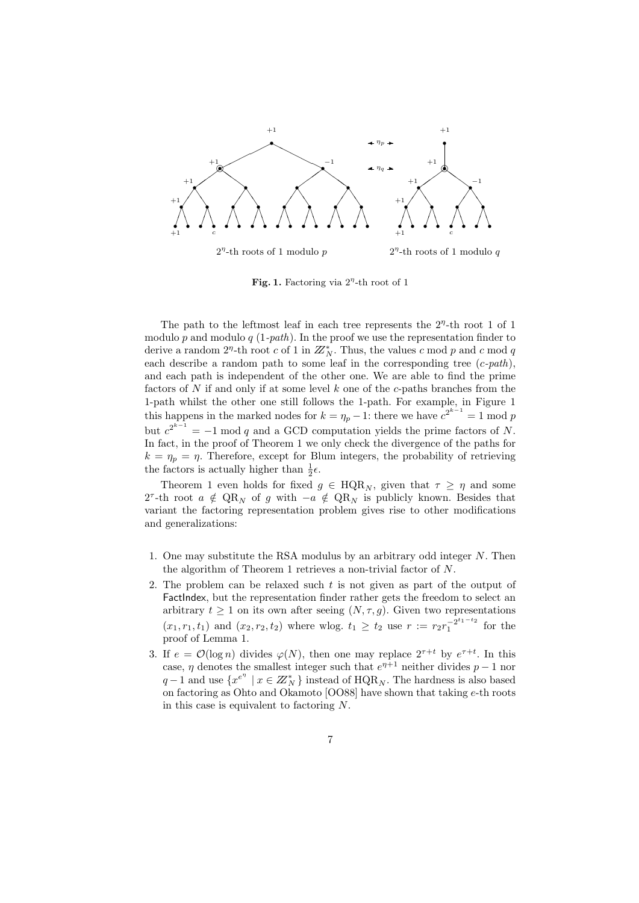$2^\eta$-th roots of 1 modulo $p$ $\qquad$ $2^\eta$-th roots of 1 modulo $q$

**Fig. 1.** Factoring via $2^\eta$-th root of 1

The path to the leftmost leaf in each tree represents the $2^\eta$-th root 1 of 1 modulo $p$ and modulo $q$ (*1-path*). In the proof we use the representation finder to derive a random $2^\eta$-th root $c$ of 1 in $\mathbb{Z}_N^*$. Thus, the values $c \bmod p$ and $c \bmod q$ each describe a random path to some leaf in the corresponding tree (*c-path*), and each path is independent of the other one. We are able to find the prime factors of $N$ if and only if at some level $k$ one of the $c$-paths branches from the 1-path whilst the other one still follows the 1-path. For example, in Figure 1 this happens in the marked nodes for $k = \eta_p - 1$: there we have $c^{2^{k-1}} = 1 \bmod p$ but $c^{2^{k-1}} = -1 \bmod q$ and a GCD computation yields the prime factors of $N$. In fact, in the proof of Theorem 1 we only check the divergence of the paths for $k = \eta_p = \eta$. Therefore, except for Blum integers, the probability of retrieving the factors is actually higher than $\frac{1}{2}\epsilon$.

Theorem 1 even holds for fixed $g \in \mathrm{HQR}_N$, given that $\tau \geq \eta$ and some $2^\tau$-th root $a \notin \mathrm{QR}_N$ of $g$ with $-a \notin \mathrm{QR}_N$ is publicly known. Besides that variant the factoring representation problem gives rise to other modifications and generalizations:

1. One may substitute the RSA modulus by an arbitrary odd integer $N$. Then the algorithm of Theorem 1 retrieves a non-trivial factor of $N$.
2. The problem can be relaxed such $t$ is not given as part of the output of FactIndex, but the representation finder rather gets the freedom to select an arbitrary $t \geq 1$ on its own after seeing $(N, \tau, g)$. Given two representations $(x_1, r_1, t_1)$ and $(x_2, r_2, t_2)$ where wlog. $t_1 \geq t_2$ use $r := r_2 r_1^{-2^{t_1 - t_2}}$ for the proof of Lemma 1.
3. If $e = \mathcal{O}(\log n)$ divides $\varphi(N)$, then one may replace $2^{\tau+t}$ by $e^{\tau+t}$. In this case, $\eta$ denotes the smallest integer such that $e^{\eta+1}$ neither divides $p-1$ nor $q-1$ and use $\{x^{e^\eta} \mid x \in \mathbb{Z}_N^*\}$ instead of $\mathrm{HQR}_N$. The hardness is also based on factoring as Ohto and Okamoto [OO88] have shown that taking $e$-th roots in this case is equivalent to factoring $N$.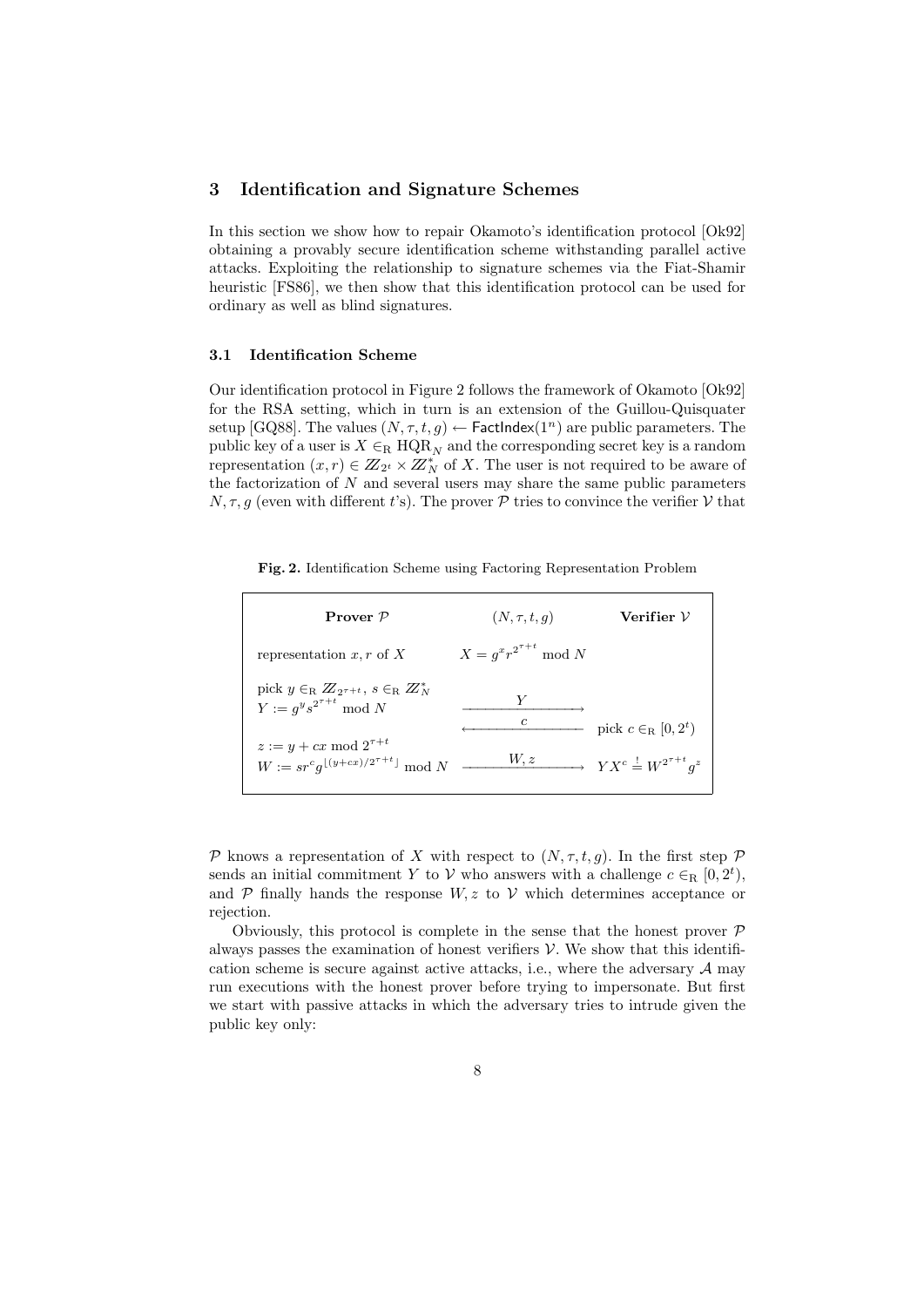## 3 Identification and Signature Schemes

In this section we show how to repair Okamoto's identification protocol [Ok92] obtaining a provably secure identification scheme withstanding parallel active attacks. Exploiting the relationship to signature schemes via the Fiat-Shamir heuristic [FS86], we then show that this identification protocol can be used for ordinary as well as blind signatures.

### 3.1 Identification Scheme

Our identification protocol in Figure 2 follows the framework of Okamoto [Ok92] for the RSA setting, which in turn is an extension of the Guillou-Quisquater setup [GQ88]. The values $(N, \tau, t, g) \leftarrow \mathsf{FactIndex}(1^n)$ are public parameters. The public key of a user is $X \in_{\mathrm{R}} \mathrm{HQR}_N$ and the corresponding secret key is a random representation $(x, r) \in \mathbb{Z}_{2^t} \times \mathbb{Z}_N^*$ of $X$. The user is not required to be aware of the factorization of $N$ and several users may share the same public parameters $N, \tau, g$ (even with different $t$'s). The prover $\mathcal{P}$ tries to convince the verifier $\mathcal{V}$ that

**Fig. 2.** Identification Scheme using Factoring Representation Problem

| **Prover $\mathcal{P}$** | $(N, \tau, t, g)$ | **Verifier $\mathcal{V}$** |
|---|---|---|
| representation $x, r$ of $X$ | $X = g^x r^{2^{\tau+t}} \bmod N$ | |
| pick $y \in_{\mathrm{R}} \mathbb{Z}_{2^{\tau+t}}$, $s \in_{\mathrm{R}} \mathbb{Z}_N^*$ <br> $Y := g^y s^{2^{\tau+t}} \bmod N$ | $\xrightarrow{\quad Y \quad}$ | |
| | $\xleftarrow{\quad c \quad}$ | pick $c \in_{\mathrm{R}} [0, 2^t)$ |
| $z := y + cx \bmod 2^{\tau+t}$ <br> $W := sr^c g^{\lfloor (y+cx)/2^{\tau+t} \rfloor} \bmod N$ | $\xrightarrow{\quad W, z \quad}$ | $YX^c \stackrel{!}{=} W^{2^{\tau+t}} g^z$ |

$\mathcal{P}$ knows a representation of $X$ with respect to $(N, \tau, t, g)$. In the first step $\mathcal{P}$ sends an initial commitment $Y$ to $\mathcal{V}$ who answers with a challenge $c \in_{\mathrm{R}} [0, 2^t)$, and $\mathcal{P}$ finally hands the response $W, z$ to $\mathcal{V}$ which determines acceptance or rejection.

Obviously, this protocol is complete in the sense that the honest prover $\mathcal{P}$ always passes the examination of honest verifiers $\mathcal{V}$. We show that this identification scheme is secure against active attacks, i.e., where the adversary $\mathcal{A}$ may run executions with the honest prover before trying to impersonate. But first we start with passive attacks in which the adversary tries to intrude given the public key only: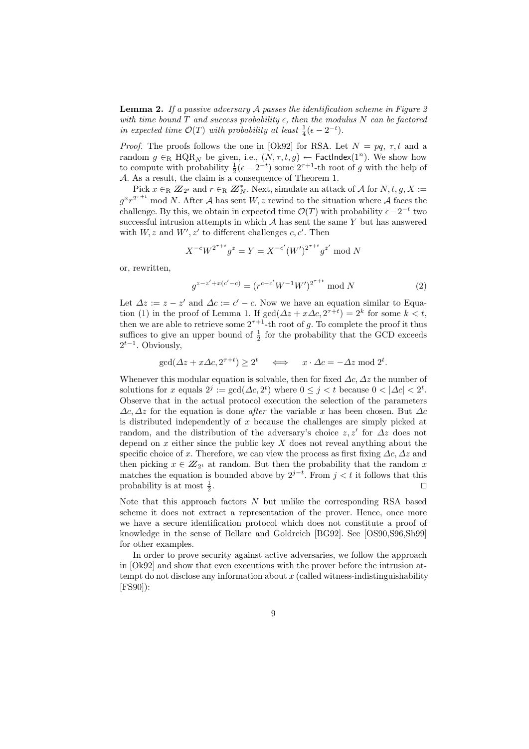**Lemma 2.** *If a passive adversary $\mathcal{A}$ passes the identification scheme in Figure 2 with time bound $T$ and success probability $\epsilon$, then the modulus $N$ can be factored in expected time $\mathcal{O}(T)$ with probability at least $\frac{1}{4}(\epsilon - 2^{-t})$.*

*Proof.* The proofs follows the one in [Ok92] for RSA. Let $N = pq$, $\tau, t$ and a random $g \in_{\mathrm{R}} \mathrm{HQR}_N$ be given, i.e., $(N, \tau, t, g) \leftarrow \mathsf{FactIndex}(1^n)$. We show how to compute with probability $\frac{1}{2}(\epsilon - 2^{-t})$ some $2^{\tau+1}$-th root of $g$ with the help of $\mathcal{A}$. As a result, the claim is a consequence of Theorem 1.

Pick $x \in_{\mathrm{R}} \mathbb{Z}_{2^t}$ and $r \in_{\mathrm{R}} \mathbb{Z}_N^*$. Next, simulate an attack of $\mathcal{A}$ for $N, t, g, X := g^x r^{2^{\tau+t}} \bmod N$. After $\mathcal{A}$ has sent $W, z$ rewind to the situation where $\mathcal{A}$ faces the challenge. By this, we obtain in expected time $\mathcal{O}(T)$ with probability $\epsilon - 2^{-t}$ two successful intrusion attempts in which $\mathcal{A}$ has sent the same $Y$ but has answered with $W, z$ and $W', z'$ to different challenges $c, c'$. Then

$$X^{-c} W^{2^{\tau+t}} g^z = Y = X^{-c'} (W')^{2^{\tau+t}} g^{z'} \bmod N$$

or, rewritten,

$$g^{z-z'+x(c'-c)} = (r^{c-c'} W^{-1} W')^{2^{\tau+t}} \bmod N \tag{2}$$

Let $\Delta z := z - z'$ and $\Delta c := c' - c$. Now we have an equation similar to Equation (1) in the proof of Lemma 1. If $\gcd(\Delta z + x\Delta c, 2^{\tau+t}) = 2^k$ for some $k < t$, then we are able to retrieve some $2^{\tau+1}$-th root of $g$. To complete the proof it thus suffices to give an upper bound of $\frac{1}{2}$ for the probability that the GCD exceeds $2^{t-1}$. Obviously,

$$\gcd(\Delta z + x\Delta c, 2^{\tau+t}) \geq 2^t \quad \iff \quad x \cdot \Delta c = -\Delta z \bmod 2^t.$$

Whenever this modular equation is solvable, then for fixed $\Delta c, \Delta z$ the number of solutions for $x$ equals $2^j := \gcd(\Delta c, 2^t)$ where $0 \leq j < t$ because $0 < |\Delta c| < 2^t$. Observe that in the actual protocol execution the selection of the parameters $\Delta c, \Delta z$ for the equation is done *after* the variable $x$ has been chosen. But $\Delta c$ is distributed independently of $x$ because the challenges are simply picked at random, and the distribution of the adversary's choice $z, z'$ for $\Delta z$ does not depend on $x$ either since the public key $X$ does not reveal anything about the specific choice of $x$. Therefore, we can view the process as first fixing $\Delta c, \Delta z$ and then picking $x \in \mathbb{Z}_{2^t}$ at random. But then the probability that the random $x$ matches the equation is bounded above by $2^{j-t}$. From $j < t$ it follows that this probability is at most $\frac{1}{2}$. □

Note that this approach factors $N$ but unlike the corresponding RSA based scheme it does not extract a representation of the prover. Hence, once more we have a secure identification protocol which does not constitute a proof of knowledge in the sense of Bellare and Goldreich [BG92]. See [OS90,S96,Sh99] for other examples.

In order to prove security against active adversaries, we follow the approach in [Ok92] and show that even executions with the prover before the intrusion attempt do not disclose any information about $x$ (called witness-indistinguishability [FS90]):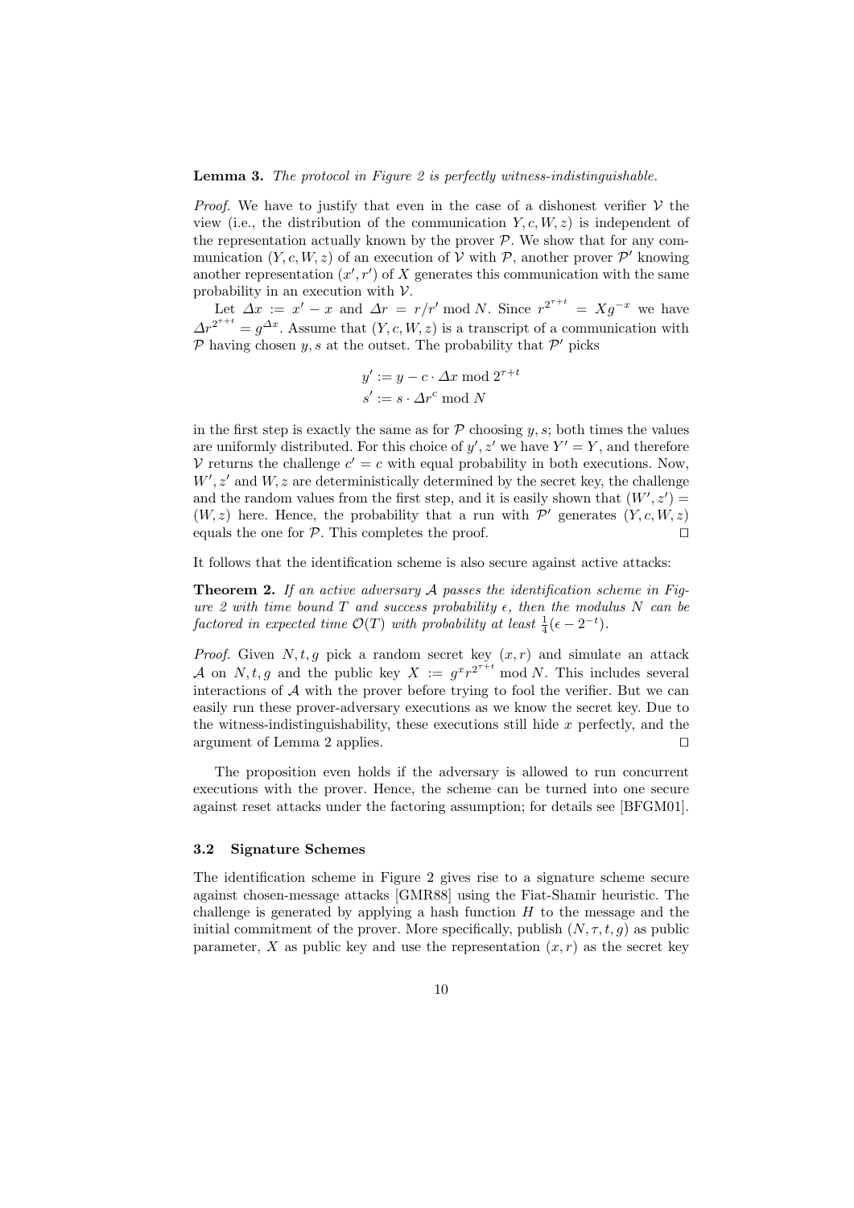**Lemma 3.** *The protocol in Figure 2 is perfectly witness-indistinguishable.*

*Proof.* We have to justify that even in the case of a dishonest verifier $\mathcal{V}$ the view (i.e., the distribution of the communication $Y, c, W, z$) is independent of the representation actually known by the prover $\mathcal{P}$. We show that for any communication $(Y, c, W, z)$ of an execution of $\mathcal{V}$ with $\mathcal{P}$, another prover $\mathcal{P}'$ knowing another representation $(x', r')$ of $X$ generates this communication with the same probability in an execution with $\mathcal{V}$.

Let $\Delta x := x' - x$ and $\Delta r = r/r' \bmod N$. Since $r^{2^{\tau+t}} = Xg^{-x}$ we have $\Delta r^{2^{\tau+t}} = g^{\Delta x}$. Assume that $(Y, c, W, z)$ is a transcript of a communication with $\mathcal{P}$ having chosen $y, s$ at the outset. The probability that $\mathcal{P}'$ picks

$$y' := y - c \cdot \Delta x \bmod 2^{\tau+t}$$
$$s' := s \cdot \Delta r^c \bmod N$$

in the first step is exactly the same as for $\mathcal{P}$ choosing $y, s$; both times the values are uniformly distributed. For this choice of $y', z'$ we have $Y' = Y$, and therefore $\mathcal{V}$ returns the challenge $c' = c$ with equal probability in both executions. Now, $W', z'$ and $W, z$ are deterministically determined by the secret key, the challenge and the random values from the first step, and it is easily shown that $(W', z') = (W, z)$ here. Hence, the probability that a run with $\mathcal{P}'$ generates $(Y, c, W, z)$ equals the one for $\mathcal{P}$. This completes the proof. □

It follows that the identification scheme is also secure against active attacks:

**Theorem 2.** *If an active adversary $\mathcal{A}$ passes the identification scheme in Figure 2 with time bound $T$ and success probability $\epsilon$, then the modulus $N$ can be factored in expected time $\mathcal{O}(T)$ with probability at least $\frac{1}{4}(\epsilon - 2^{-t})$.*

*Proof.* Given $N, t, g$ pick a random secret key $(x, r)$ and simulate an attack $\mathcal{A}$ on $N, t, g$ and the public key $X := g^x r^{2^{\tau+t}} \bmod N$. This includes several interactions of $\mathcal{A}$ with the prover before trying to fool the verifier. But we can easily run these prover-adversary executions as we know the secret key. Due to the witness-indistinguishability, these executions still hide $x$ perfectly, and the argument of Lemma 2 applies. □

The proposition even holds if the adversary is allowed to run concurrent executions with the prover. Hence, the scheme can be turned into one secure against reset attacks under the factoring assumption; for details see [BFGM01].

### 3.2 Signature Schemes

The identification scheme in Figure 2 gives rise to a signature scheme secure against chosen-message attacks [GMR88] using the Fiat-Shamir heuristic. The challenge is generated by applying a hash function $H$ to the message and the initial commitment of the prover. More specifically, publish $(N, \tau, t, g)$ as public parameter, $X$ as public key and use the representation $(x, r)$ as the secret key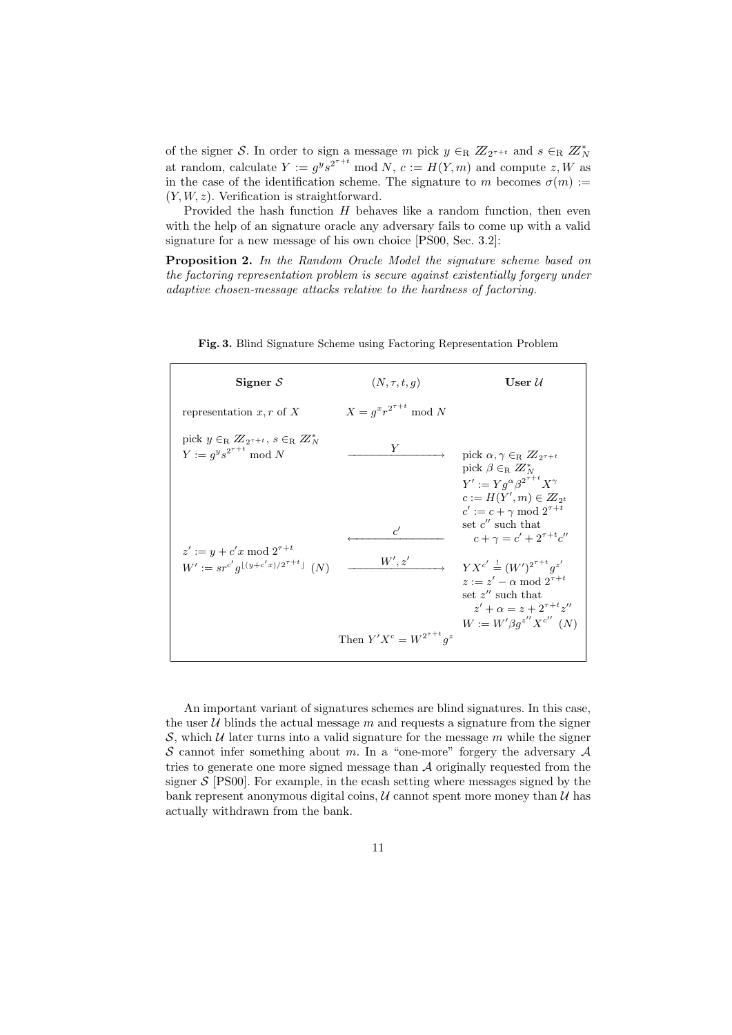of the signer $\mathcal{S}$. In order to sign a message $m$ pick $y \in_{\mathrm{R}} \mathbb{Z}_{2^{\tau+t}}$ and $s \in_{\mathrm{R}} \mathbb{Z}_N^*$ at random, calculate $Y := g^y s^{2^{\tau+t}} \bmod N$, $c := H(Y, m)$ and compute $z, W$ as in the case of the identification scheme. The signature to $m$ becomes $\sigma(m) := (Y, W, z)$. Verification is straightforward.

Provided the hash function $H$ behaves like a random function, then even with the help of an signature oracle any adversary fails to come up with a valid signature for a new message of his own choice [PS00, Sec. 3.2]:

**Proposition 2.** *In the Random Oracle Model the signature scheme based on the factoring representation problem is secure against existentially forgery under adaptive chosen-message attacks relative to the hardness of factoring.*

**Fig. 3.** Blind Signature Scheme using Factoring Representation Problem

| **Signer $\mathcal{S}$** | $(N, \tau, t, g)$ | **User $\mathcal{U}$** |
|---|---|---|
| representation $x, r$ of $X$ | $X = g^x r^{2^{\tau+t}} \bmod N$ | |
| pick $y \in_{\mathrm{R}} \mathbb{Z}_{2^{\tau+t}}$, $s \in_{\mathrm{R}} \mathbb{Z}_N^*$ <br> $Y := g^y s^{2^{\tau+t}} \bmod N$ | $\xrightarrow{\quad Y \quad}$ | pick $\alpha, \gamma \in_{\mathrm{R}} \mathbb{Z}_{2^{\tau+t}}$ <br> pick $\beta \in_{\mathrm{R}} \mathbb{Z}_N^*$ <br> $Y' := Y g^\alpha \beta^{2^{\tau+t}} X^\gamma$ <br> $c := H(Y', m) \in \mathbb{Z}_{2^t}$ <br> $c' := c + \gamma \bmod 2^{\tau+t}$ <br> set $c''$ such that <br> $c + \gamma = c' + 2^{\tau+t} c''$ |
| | $\xleftarrow{\quad c' \quad}$ | |
| $z' := y + c'x \bmod 2^{\tau+t}$ <br> $W' := s r^{c'} g^{\lfloor (y + c'x)/2^{\tau+t} \rfloor}$ $(N)$ | $\xrightarrow{\quad W', z' \quad}$ | $Y X^{c'} \stackrel{!}{=} (W')^{2^{\tau+t}} g^{z'}$ <br> $z := z' - \alpha \bmod 2^{\tau+t}$ <br> set $z''$ such that <br> $z' + \alpha = z + 2^{\tau+t} z''$ <br> $W := W' \beta g^{z''} X^{c''}$ $(N)$ |
| | Then $Y' X^c = W^{2^{\tau+t}} g^z$ | |

An important variant of signatures schemes are blind signatures. In this case, the user $\mathcal{U}$ blinds the actual message $m$ and requests a signature from the signer $\mathcal{S}$, which $\mathcal{U}$ later turns into a valid signature for the message $m$ while the signer $\mathcal{S}$ cannot infer something about $m$. In a "one-more" forgery the adversary $\mathcal{A}$ tries to generate one more signed message than $\mathcal{A}$ originally requested from the signer $\mathcal{S}$ [PS00]. For example, in the ecash setting where messages signed by the bank represent anonymous digital coins, $\mathcal{U}$ cannot spent more money than $\mathcal{U}$ has actually withdrawn from the bank.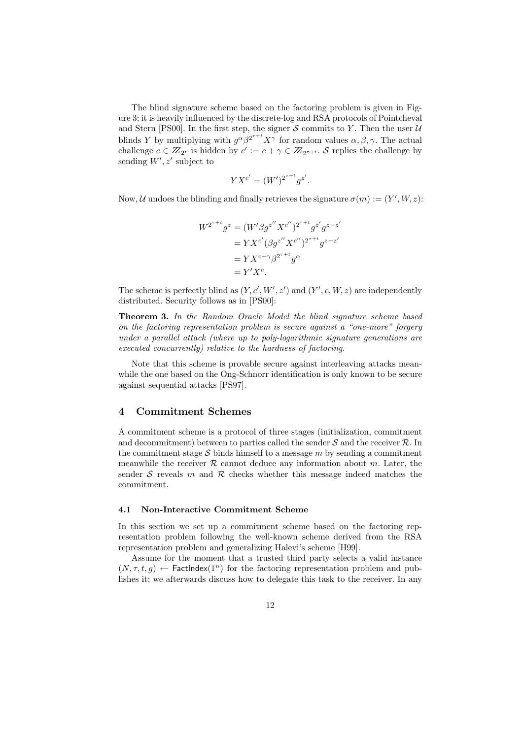The blind signature scheme based on the factoring problem is given in Figure 3; it is heavily influenced by the discrete-log and RSA protocols of Pointcheval and Stern [PS00]. In the first step, the signer $\mathcal{S}$ commits to $Y$. Then the user $\mathcal{U}$ blinds $Y$ by multiplying with $g^{\alpha}\beta^{2^{\tau+t}}X^{\gamma}$ for random values $\alpha, \beta, \gamma$. The actual challenge $c \in \mathbb{Z}_{2^t}$ is hidden by $c' := c + \gamma \in \mathbb{Z}_{2^{\tau+t}}$. $\mathcal{S}$ replies the challenge by sending $W', z'$ subject to

$$YX^{c'} = (W')^{2^{\tau+t}} g^{z'}.$$

Now, $\mathcal{U}$ undoes the blinding and finally retrieves the signature $\sigma(m) := (Y', W, z)$:

$$\begin{aligned}
W^{2^{\tau+t}} g^{z} &= (W'\beta g^{z''} X^{c''})^{2^{\tau+t}} g^{z'} g^{z-z'} \\
&= YX^{c'} (\beta g^{z''} X^{c''})^{2^{\tau+t}} g^{z-z'} \\
&= YX^{c+\gamma} \beta^{2^{\tau+t}} g^{\alpha} \\
&= Y'X^{c}.
\end{aligned}$$

The scheme is perfectly blind as $(Y, c', W', z')$ and $(Y', c, W, z)$ are independently distributed. Security follows as in [PS00]:

**Theorem 3.** *In the Random Oracle Model the blind signature scheme based on the factoring representation problem is secure against a "one-more" forgery under a parallel attack (where up to poly-logarithmic signature generations are executed concurrently) relative to the hardness of factoring.*

Note that this scheme is provable secure against interleaving attacks meanwhile the one based on the Ong-Schnorr identification is only known to be secure against sequential attacks [PS97].

## 4 Commitment Schemes

A commitment scheme is a protocol of three stages (initialization, commitment and decommitment) between to parties called the sender $\mathcal{S}$ and the receiver $\mathcal{R}$. In the commitment stage $\mathcal{S}$ binds himself to a message $m$ by sending a commitment meanwhile the receiver $\mathcal{R}$ cannot deduce any information about $m$. Later, the sender $\mathcal{S}$ reveals $m$ and $\mathcal{R}$ checks whether this message indeed matches the commitment.

### 4.1 Non-Interactive Commitment Scheme

In this section we set up a commitment scheme based on the factoring representation problem following the well-known scheme derived from the RSA representation problem and generalizing Halevi's scheme [H99].

Assume for the moment that a trusted third party selects a valid instance $(N, \tau, t, g) \leftarrow \mathsf{FactIndex}(1^n)$ for the factoring representation problem and publishes it; we afterwards discuss how to delegate this task to the receiver. In any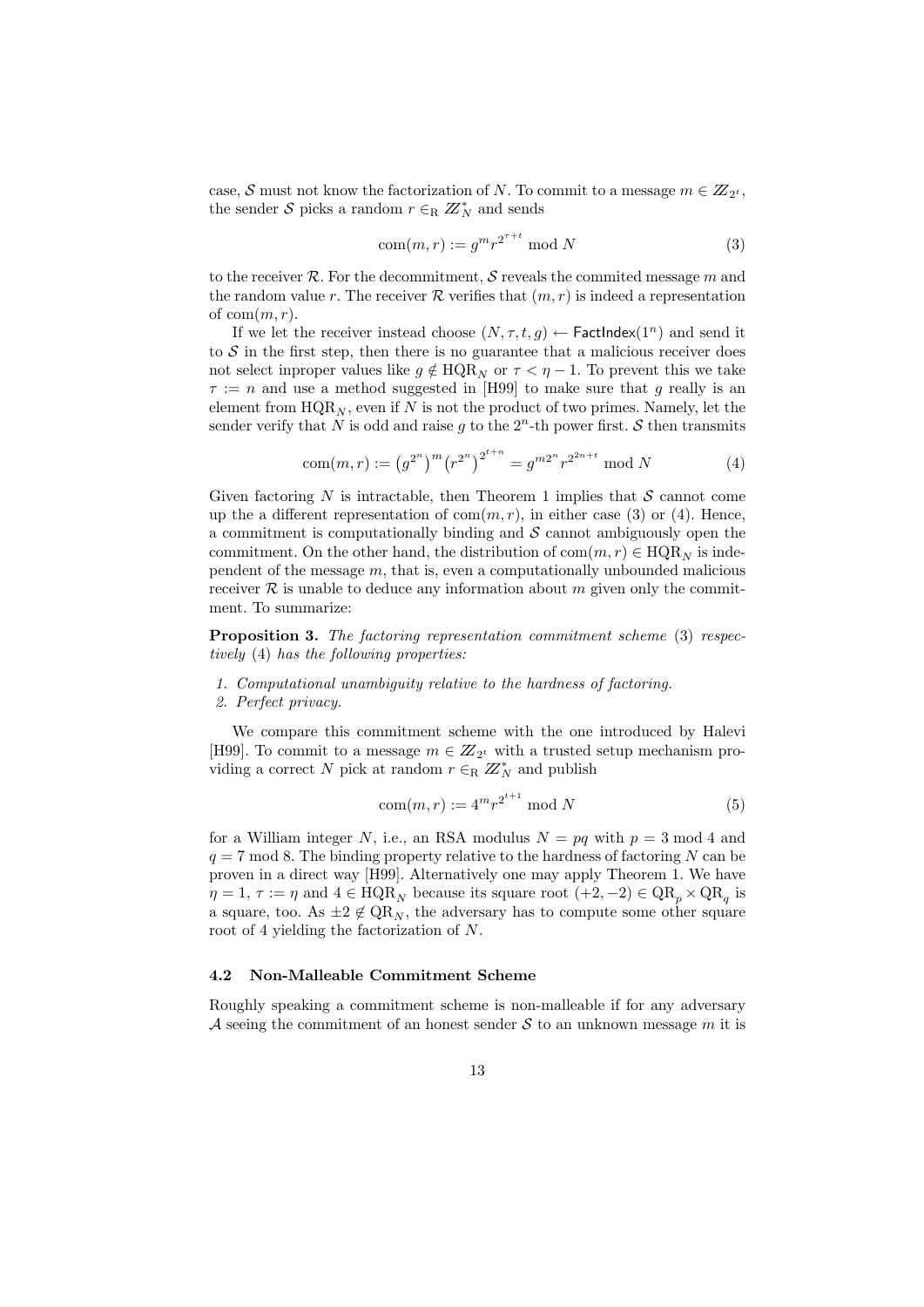case, $\mathcal{S}$ must not know the factorization of $N$. To commit to a message $m \in \mathbb{Z}_{2^t}$, the sender $\mathcal{S}$ picks a random $r \in_{\mathrm{R}} \mathbb{Z}_N^*$ and sends

$$\mathrm{com}(m, r) := g^m r^{2^{\tau+t}} \bmod N \tag{3}$$

to the receiver $\mathcal{R}$. For the decommitment, $\mathcal{S}$ reveals the commited message $m$ and the random value $r$. The receiver $\mathcal{R}$ verifies that $(m, r)$ is indeed a representation of $\mathrm{com}(m, r)$.

If we let the receiver instead choose $(N, \tau, t, g) \leftarrow \mathsf{FactIndex}(1^n)$ and send it to $\mathcal{S}$ in the first step, then there is no guarantee that a malicious receiver does not select inproper values like $g \notin \mathrm{HQR}_N$ or $\tau < \eta - 1$. To prevent this we take $\tau := n$ and use a method suggested in [H99] to make sure that $g$ really is an element from $\mathrm{HQR}_N$, even if $N$ is not the product of two primes. Namely, let the sender verify that $N$ is odd and raise $g$ to the $2^n$-th power first. $\mathcal{S}$ then transmits

$$\mathrm{com}(m, r) := \left(g^{2^n}\right)^m \left(r^{2^n}\right)^{2^{t+n}} = g^{m2^n} r^{2^{2n+t}} \bmod N \tag{4}$$

Given factoring $N$ is intractable, then Theorem 1 implies that $\mathcal{S}$ cannot come up the a different representation of $\mathrm{com}(m, r)$, in either case (3) or (4). Hence, a commitment is computationally binding and $\mathcal{S}$ cannot ambiguously open the commitment. On the other hand, the distribution of $\mathrm{com}(m, r) \in \mathrm{HQR}_N$ is independent of the message $m$, that is, even a computationally unbounded malicious receiver $\mathcal{R}$ is unable to deduce any information about $m$ given only the commitment. To summarize:

**Proposition 3.** *The factoring representation commitment scheme* (3) *respectively* (4) *has the following properties:*

1. *Computational unambiguity relative to the hardness of factoring.*
2. *Perfect privacy.*

We compare this commitment scheme with the one introduced by Halevi [H99]. To commit to a message $m \in \mathbb{Z}_{2^t}$ with a trusted setup mechanism providing a correct $N$ pick at random $r \in_{\mathrm{R}} \mathbb{Z}_N^*$ and publish

$$\mathrm{com}(m, r) := 4^m r^{2^{t+1}} \bmod N \tag{5}$$

for a William integer $N$, i.e., an RSA modulus $N = pq$ with $p = 3 \bmod 4$ and $q = 7 \bmod 8$. The binding property relative to the hardness of factoring $N$ can be proven in a direct way [H99]. Alternatively one may apply Theorem 1. We have $\eta = 1$, $\tau := \eta$ and $4 \in \mathrm{HQR}_N$ because its square root $(+2, -2) \in \mathrm{QR}_p \times \mathrm{QR}_q$ is a square, too. As $\pm 2 \notin \mathrm{QR}_N$, the adversary has to compute some other square root of 4 yielding the factorization of $N$.

### 4.2 Non-Malleable Commitment Scheme

Roughly speaking a commitment scheme is non-malleable if for any adversary $\mathcal{A}$ seeing the commitment of an honest sender $\mathcal{S}$ to an unknown message $m$ it is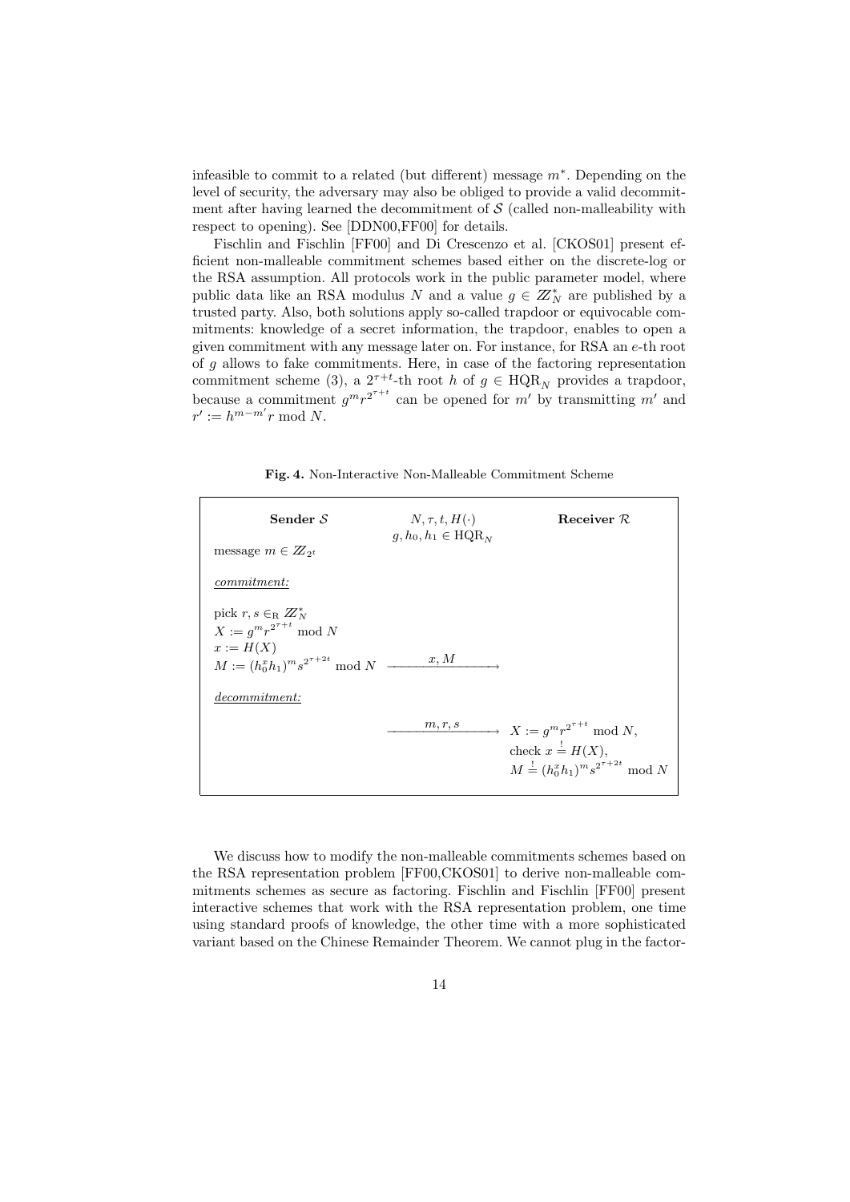infeasible to commit to a related (but different) message $m^*$. Depending on the level of security, the adversary may also be obliged to provide a valid decommitment after having learned the decommitment of $\mathcal{S}$ (called non-malleability with respect to opening). See [DDN00,FF00] for details.

Fischlin and Fischlin [FF00] and Di Crescenzo et al. [CKOS01] present efficient non-malleable commitment schemes based either on the discrete-log or the RSA assumption. All protocols work in the public parameter model, where public data like an RSA modulus $N$ and a value $g \in \mathbb{Z}_N^*$ are published by a trusted party. Also, both solutions apply so-called trapdoor or equivocable commitments: knowledge of a secret information, the trapdoor, enables to open a given commitment with any message later on. For instance, for RSA an $e$-th root of $g$ allows to fake commitments. Here, in case of the factoring representation commitment scheme (3), a $2^{\tau+t}$-th root $h$ of $g \in \mathrm{HQR}_N$ provides a trapdoor, because a commitment $g^m r^{2^{\tau+t}}$ can be opened for $m'$ by transmitting $m'$ and $r' := h^{m-m'} r \bmod N$.

**Fig. 4.** Non-Interactive Non-Malleable Commitment Scheme

| **Sender $\mathcal{S}$** | $N, \tau, t, H(\cdot)$ <br> $g, h_0, h_1 \in \mathrm{HQR}_N$ | **Receiver $\mathcal{R}$** |
|---|---|---|
| message $m \in \mathbb{Z}_{2^t}$ | | |
| _commitment:_ | | |
| pick $r, s \in_{\mathrm{R}} \mathbb{Z}_N^*$ <br> $X := g^m r^{2^{\tau+t}} \bmod N$ <br> $x := H(X)$ <br> $M := (h_0^x h_1)^m s^{2^{\tau+2t}} \bmod N$ | $\xrightarrow{\quad x, M \quad}$ | |
| _decommitment:_ | | |
| | $\xrightarrow{\quad m, r, s \quad}$ | $X := g^m r^{2^{\tau+t}} \bmod N$, <br> check $x \stackrel{!}{=} H(X)$, <br> $M \stackrel{!}{=} (h_0^x h_1)^m s^{2^{\tau+2t}} \bmod N$ |

We discuss how to modify the non-malleable commitments schemes based on the RSA representation problem [FF00,CKOS01] to derive non-malleable commitments schemes as secure as factoring. Fischlin and Fischlin [FF00] present interactive schemes that work with the RSA representation problem, one time using standard proofs of knowledge, the other time with a more sophisticated variant based on the Chinese Remainder Theorem. We cannot plug in the factor-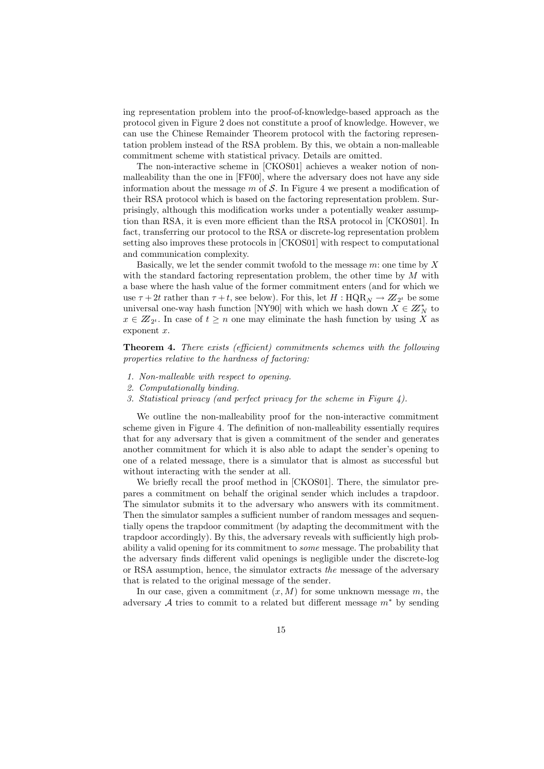ing representation problem into the proof-of-knowledge-based approach as the protocol given in Figure 2 does not constitute a proof of knowledge. However, we can use the Chinese Remainder Theorem protocol with the factoring representation problem instead of the RSA problem. By this, we obtain a non-malleable commitment scheme with statistical privacy. Details are omitted.

The non-interactive scheme in [CKOS01] achieves a weaker notion of non-malleability than the one in [FF00], where the adversary does not have any side information about the message $m$ of $\mathcal{S}$. In Figure 4 we present a modification of their RSA protocol which is based on the factoring representation problem. Surprisingly, although this modification works under a potentially weaker assumption than RSA, it is even more efficient than the RSA protocol in [CKOS01]. In fact, transferring our protocol to the RSA or discrete-log representation problem setting also improves these protocols in [CKOS01] with respect to computational and communication complexity.

Basically, we let the sender commit twofold to the message $m$: one time by $X$ with the standard factoring representation problem, the other time by $M$ with a base where the hash value of the former commitment enters (and for which we use $\tau + 2t$ rather than $\tau + t$, see below). For this, let $H : \mathrm{HQR}_N \to \mathbb{Z}_{2^t}$ be some universal one-way hash function [NY90] with which we hash down $X \in \mathbb{Z}_N^*$ to $x \in \mathbb{Z}_{2^t}$. In case of $t \geq n$ one may eliminate the hash function by using $X$ as exponent $x$.

**Theorem 4.** *There exists (efficient) commitments schemes with the following properties relative to the hardness of factoring:*

1. *Non-malleable with respect to opening.*
2. *Computationally binding.*
3. *Statistical privacy (and perfect privacy for the scheme in Figure 4).*

We outline the non-malleability proof for the non-interactive commitment scheme given in Figure 4. The definition of non-malleability essentially requires that for any adversary that is given a commitment of the sender and generates another commitment for which it is also able to adapt the sender's opening to one of a related message, there is a simulator that is almost as successful but without interacting with the sender at all.

We briefly recall the proof method in [CKOS01]. There, the simulator prepares a commitment on behalf the original sender which includes a trapdoor. The simulator submits it to the adversary who answers with its commitment. Then the simulator samples a sufficient number of random messages and sequentially opens the trapdoor commitment (by adapting the decommitment with the trapdoor accordingly). By this, the adversary reveals with sufficiently high probability a valid opening for its commitment to *some* message. The probability that the adversary finds different valid openings is negligible under the discrete-log or RSA assumption, hence, the simulator extracts *the* message of the adversary that is related to the original message of the sender.

In our case, given a commitment $(x, M)$ for some unknown message $m$, the adversary $\mathcal{A}$ tries to commit to a related but different message $m^*$ by sending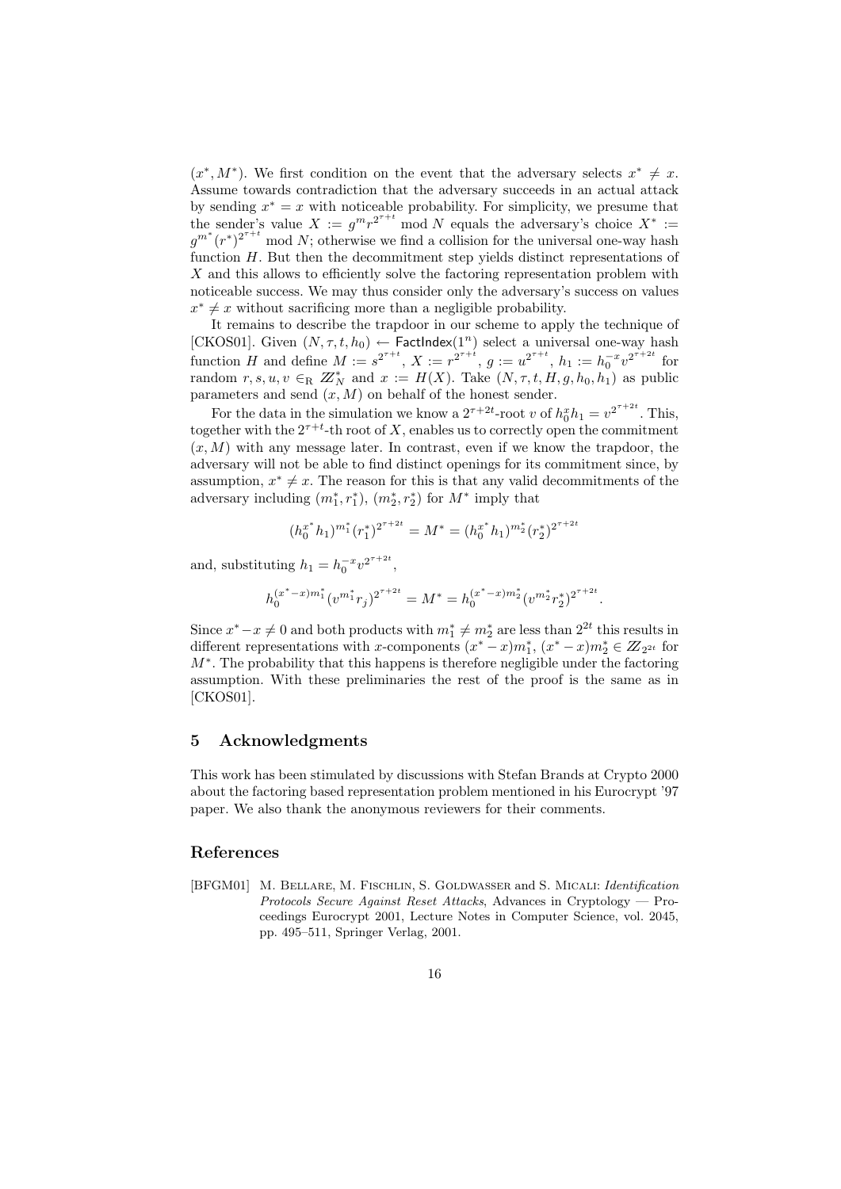$(x^*, M^*)$. We first condition on the event that the adversary selects $x^* \neq x$. Assume towards contradiction that the adversary succeeds in an actual attack by sending $x^* = x$ with noticeable probability. For simplicity, we presume that the sender's value $X := g^m r^{2^{\tau+t}} \bmod N$ equals the adversary's choice $X^* := g^{m^*}(r^*)^{2^{\tau+t}} \bmod N$; otherwise we find a collision for the universal one-way hash function $H$. But then the decommitment step yields distinct representations of $X$ and this allows to efficiently solve the factoring representation problem with noticeable success. We may thus consider only the adversary's success on values $x^* \neq x$ without sacrificing more than a negligible probability.

It remains to describe the trapdoor in our scheme to apply the technique of [CKOS01]. Given $(N, \tau, t, h_0) \leftarrow \mathsf{FactIndex}(1^n)$ select a universal one-way hash function $H$ and define $M := s^{2^{\tau+t}}$, $X := r^{2^{\tau+t}}$, $g := u^{2^{\tau+t}}$, $h_1 := h_0^{-x} v^{2^{\tau+2t}}$ for random $r, s, u, v \in_{\mathrm{R}} \mathbb{Z}_N^*$ and $x := H(X)$. Take $(N, \tau, t, H, g, h_0, h_1)$ as public parameters and send $(x, M)$ on behalf of the honest sender.

For the data in the simulation we know a $2^{\tau+2t}$-root $v$ of $h_0^x h_1 = v^{2^{\tau+2t}}$. This, together with the $2^{\tau+t}$-th root of $X$, enables us to correctly open the commitment $(x, M)$ with any message later. In contrast, even if we know the trapdoor, the adversary will not be able to find distinct openings for its commitment since, by assumption, $x^* \neq x$. The reason for this is that any valid decommitments of the adversary including $(m_1^*, r_1^*)$, $(m_2^*, r_2^*)$ for $M^*$ imply that

$$(h_0^{x^*} h_1)^{m_1^*} (r_1^*)^{2^{\tau+2t}} = M^* = (h_0^{x^*} h_1)^{m_2^*} (r_2^*)^{2^{\tau+2t}}$$

and, substituting $h_1 = h_0^{-x} v^{2^{\tau+2t}}$,

$$h_0^{(x^*-x)m_1^*} (v^{m_1^*} r_j)^{2^{\tau+2t}} = M^* = h_0^{(x^*-x)m_2^*} (v^{m_2^*} r_2^*)^{2^{\tau+2t}}.$$

Since $x^* - x \neq 0$ and both products with $m_1^* \neq m_2^*$ are less than $2^{2t}$ this results in different representations with $x$-components $(x^* - x)m_1^*$, $(x^* - x)m_2^* \in \mathbb{Z}_{2^{2t}}$ for $M^*$. The probability that this happens is therefore negligible under the factoring assumption. With these preliminaries the rest of the proof is the same as in [CKOS01].

## 5 Acknowledgments

This work has been stimulated by discussions with Stefan Brands at Crypto 2000 about the factoring based representation problem mentioned in his Eurocrypt '97 paper. We also thank the anonymous reviewers for their comments.

## References

[BFGM01] M. Bellare, M. Fischlin, S. Goldwasser and S. Micali: *Identification Protocols Secure Against Reset Attacks*, Advances in Cryptology — Proceedings Eurocrypt 2001, Lecture Notes in Computer Science, vol. 2045, pp. 495–511, Springer Verlag, 2001.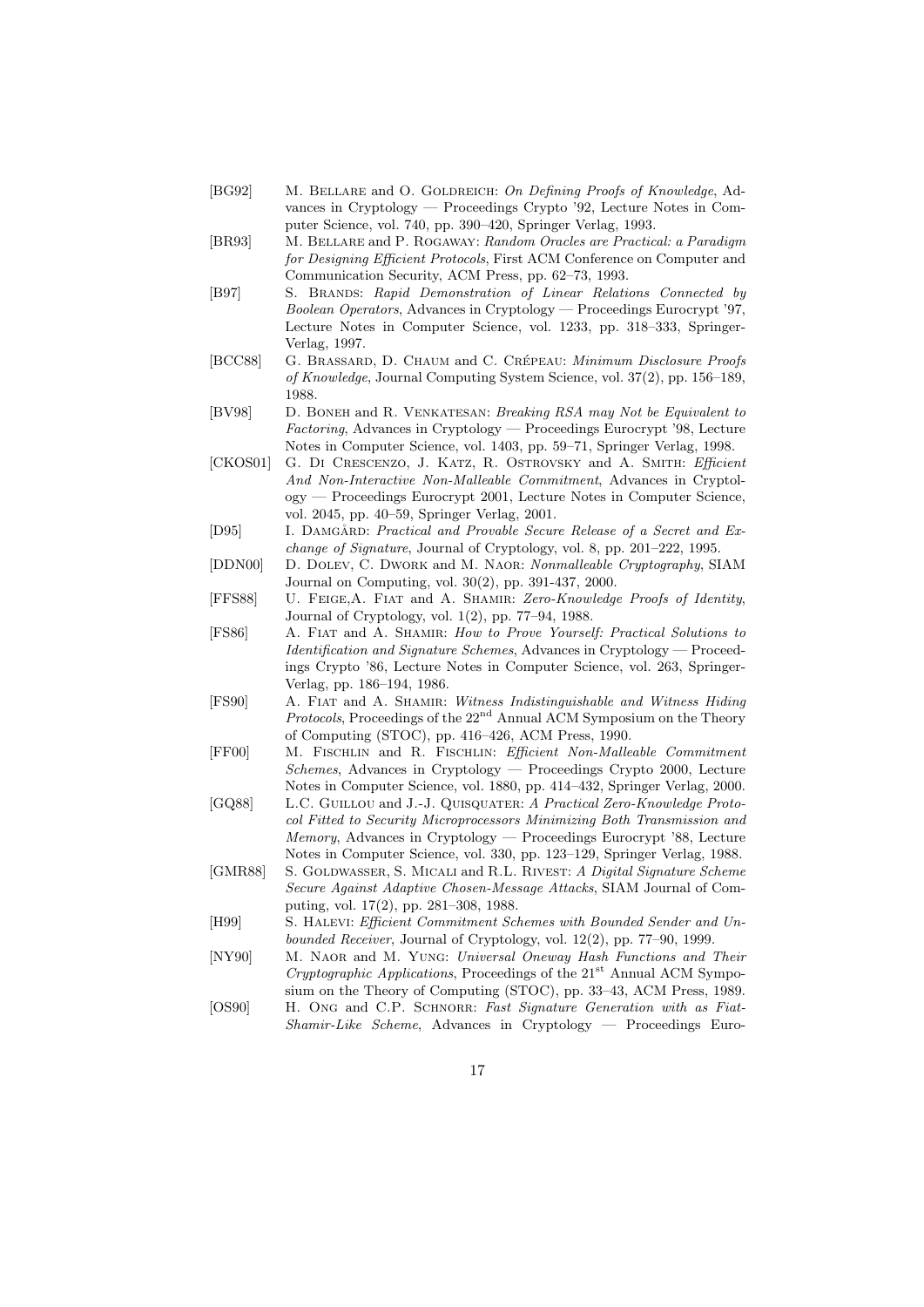[BG92] M. Bellare and O. Goldreich: *On Defining Proofs of Knowledge*, Advances in Cryptology — Proceedings Crypto '92, Lecture Notes in Computer Science, vol. 740, pp. 390–420, Springer Verlag, 1993.

[BR93] M. Bellare and P. Rogaway: *Random Oracles are Practical: a Paradigm for Designing Efficient Protocols*, First ACM Conference on Computer and Communication Security, ACM Press, pp. 62–73, 1993.

[B97] S. Brands: *Rapid Demonstration of Linear Relations Connected by Boolean Operators*, Advances in Cryptology — Proceedings Eurocrypt '97, Lecture Notes in Computer Science, vol. 1233, pp. 318–333, Springer-Verlag, 1997.

[BCC88] G. Brassard, D. Chaum and C. Crépeau: *Minimum Disclosure Proofs of Knowledge*, Journal Computing System Science, vol. 37(2), pp. 156–189, 1988.

[BV98] D. Boneh and R. Venkatesan: *Breaking RSA may Not be Equivalent to Factoring*, Advances in Cryptology — Proceedings Eurocrypt '98, Lecture Notes in Computer Science, vol. 1403, pp. 59–71, Springer Verlag, 1998.

[CKOS01] G. Di Crescenzo, J. Katz, R. Ostrovsky and A. Smith: *Efficient And Non-Interactive Non-Malleable Commitment*, Advances in Cryptology — Proceedings Eurocrypt 2001, Lecture Notes in Computer Science, vol. 2045, pp. 40–59, Springer Verlag, 2001.

[D95] I. Damgård: *Practical and Provable Secure Release of a Secret and Exchange of Signature*, Journal of Cryptology, vol. 8, pp. 201–222, 1995.

[DDN00] D. Dolev, C. Dwork and M. Naor: *Nonmalleable Cryptography*, SIAM Journal on Computing, vol. 30(2), pp. 391-437, 2000.

[FFS88] U. Feige, A. Fiat and A. Shamir: *Zero-Knowledge Proofs of Identity*, Journal of Cryptology, vol. 1(2), pp. 77–94, 1988.

[FS86] A. Fiat and A. Shamir: *How to Prove Yourself: Practical Solutions to Identification and Signature Schemes*, Advances in Cryptology — Proceedings Crypto '86, Lecture Notes in Computer Science, vol. 263, Springer-Verlag, pp. 186–194, 1986.

[FS90] A. Fiat and A. Shamir: *Witness Indistinguishable and Witness Hiding Protocols*, Proceedings of the 22nd Annual ACM Symposium on the Theory of Computing (STOC), pp. 416–426, ACM Press, 1990.

[FF00] M. Fischlin and R. Fischlin: *Efficient Non-Malleable Commitment Schemes*, Advances in Cryptology — Proceedings Crypto 2000, Lecture Notes in Computer Science, vol. 1880, pp. 414–432, Springer Verlag, 2000.

[GQ88] L.C. Guillou and J.-J. Quisquater: *A Practical Zero-Knowledge Protocol Fitted to Security Microprocessors Minimizing Both Transmission and Memory*, Advances in Cryptology — Proceedings Eurocrypt '88, Lecture Notes in Computer Science, vol. 330, pp. 123–129, Springer Verlag, 1988.

[GMR88] S. Goldwasser, S. Micali and R.L. Rivest: *A Digital Signature Scheme Secure Against Adaptive Chosen-Message Attacks*, SIAM Journal of Computing, vol. 17(2), pp. 281–308, 1988.

[H99] S. Halevi: *Efficient Commitment Schemes with Bounded Sender and Unbounded Receiver*, Journal of Cryptology, vol. 12(2), pp. 77–90, 1999.

[NY90] M. Naor and M. Yung: *Universal Oneway Hash Functions and Their Cryptographic Applications*, Proceedings of the 21st Annual ACM Symposium on the Theory of Computing (STOC), pp. 33–43, ACM Press, 1989.

[OS90] H. Ong and C.P. Schnorr: *Fast Signature Generation with as Fiat-Shamir-Like Scheme*, Advances in Cryptology — Proceedings Euro-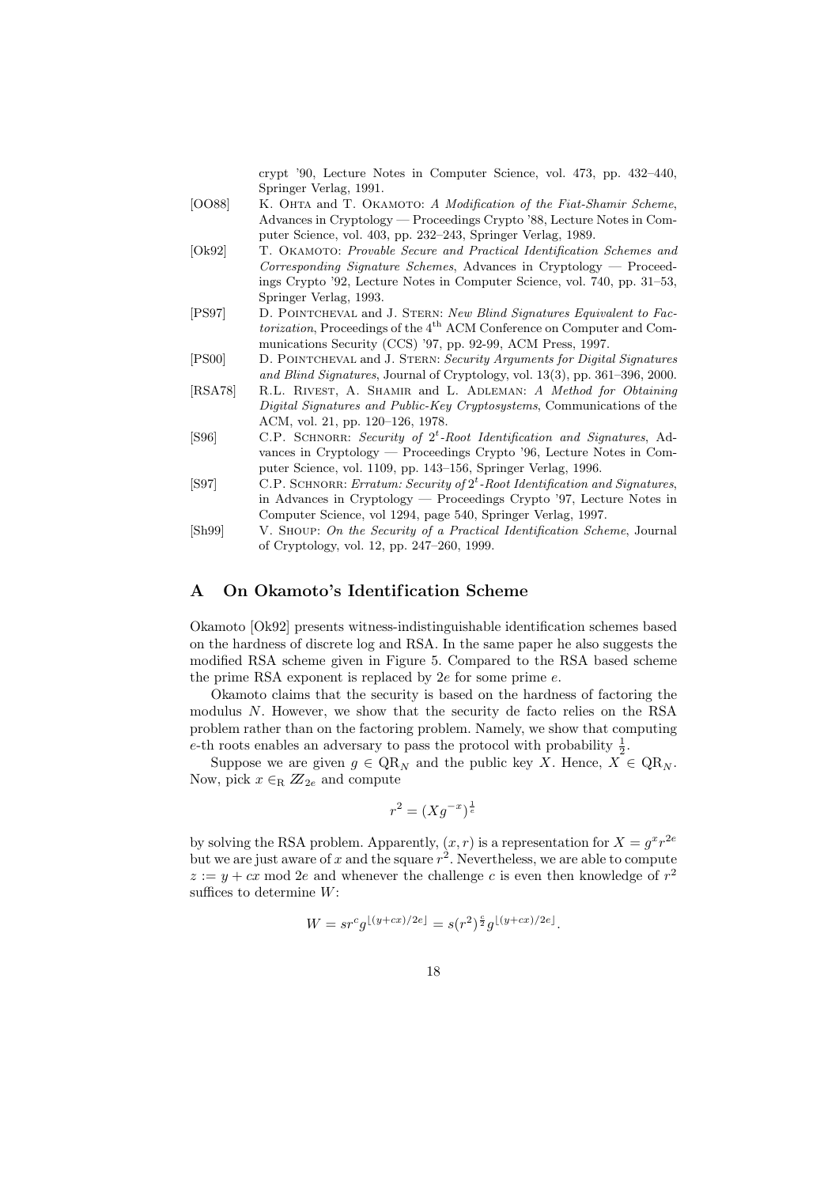crypt '90, Lecture Notes in Computer Science, vol. 473, pp. 432–440, Springer Verlag, 1991.

[OO88] K. Ohta and T. Okamoto: *A Modification of the Fiat-Shamir Scheme*, Advances in Cryptology — Proceedings Crypto '88, Lecture Notes in Computer Science, vol. 403, pp. 232–243, Springer Verlag, 1989.

[Ok92] T. Okamoto: *Provable Secure and Practical Identification Schemes and Corresponding Signature Schemes*, Advances in Cryptology — Proceedings Crypto '92, Lecture Notes in Computer Science, vol. 740, pp. 31–53, Springer Verlag, 1993.

[PS97] D. Pointcheval and J. Stern: *New Blind Signatures Equivalent to Factorization*, Proceedings of the 4th ACM Conference on Computer and Communications Security (CCS) '97, pp. 92-99, ACM Press, 1997.

[PS00] D. Pointcheval and J. Stern: *Security Arguments for Digital Signatures and Blind Signatures*, Journal of Cryptology, vol. 13(3), pp. 361–396, 2000.

[RSA78] R.L. Rivest, A. Shamir and L. Adleman: *A Method for Obtaining Digital Signatures and Public-Key Cryptosystems*, Communications of the ACM, vol. 21, pp. 120–126, 1978.

[S96] C.P. Schnorr: *Security of $2^t$-Root Identification and Signatures*, Advances in Cryptology — Proceedings Crypto '96, Lecture Notes in Computer Science, vol. 1109, pp. 143–156, Springer Verlag, 1996.

[S97] C.P. Schnorr: *Erratum: Security of $2^t$-Root Identification and Signatures*, in Advances in Cryptology — Proceedings Crypto '97, Lecture Notes in Computer Science, vol 1294, page 540, Springer Verlag, 1997.

[Sh99] V. Shoup: *On the Security of a Practical Identification Scheme*, Journal of Cryptology, vol. 12, pp. 247–260, 1999.

## A On Okamoto's Identification Scheme

Okamoto [Ok92] presents witness-indistinguishable identification schemes based on the hardness of discrete log and RSA. In the same paper he also suggests the modified RSA scheme given in Figure 5. Compared to the RSA based scheme the prime RSA exponent is replaced by $2e$ for some prime $e$.

Okamoto claims that the security is based on the hardness of factoring the modulus $N$. However, we show that the security de facto relies on the RSA problem rather than on the factoring problem. Namely, we show that computing $e$-th roots enables an adversary to pass the protocol with probability $\frac{1}{2}$.

Suppose we are given $g \in \mathrm{QR}_N$ and the public key $X$. Hence, $X \in \mathrm{QR}_N$. Now, pick $x \in_{\mathrm{R}} \mathbb{Z}_{2e}$ and compute

$$r^2 = (Xg^{-x})^{\frac{1}{e}}$$

by solving the RSA problem. Apparently, $(x, r)$ is a representation for $X = g^x r^{2e}$ but we are just aware of $x$ and the square $r^2$. Nevertheless, we are able to compute $z := y + cx \bmod 2e$ and whenever the challenge $c$ is even then knowledge of $r^2$ suffices to determine $W$:

$$W = sr^c g^{\lfloor (y+cx)/2e \rfloor} = s(r^2)^{\frac{c}{2}} g^{\lfloor (y+cx)/2e \rfloor}.$$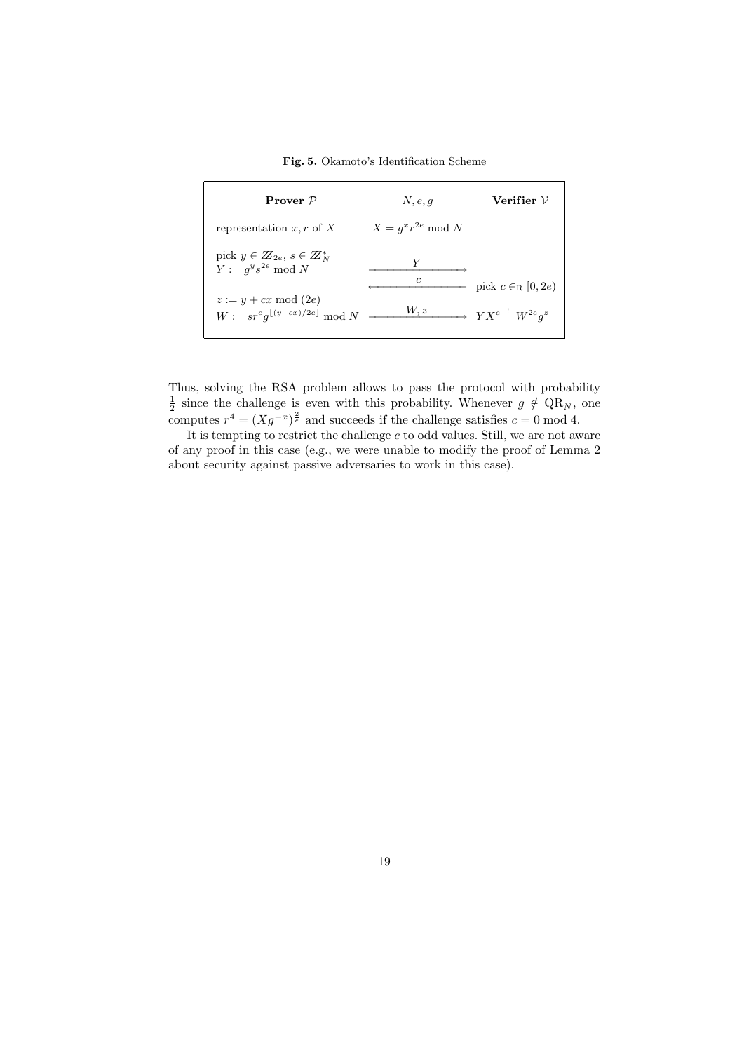**Fig. 5.** Okamoto's Identification Scheme

| Prover $\mathcal{P}$ | $N, e, g$ | Verifier $\mathcal{V}$ |
|---|---|---|
| representation $x, r$ of $X$ | $X = g^x r^{2e} \bmod N$ | |
| pick $y \in \mathbb{Z}_{2e}$, $s \in \mathbb{Z}_N^*$ <br> $Y := g^y s^{2e} \bmod N$ | $\xrightarrow{\quad Y \quad}$ <br> $\xleftarrow{\quad c \quad}$ | pick $c \in_{\mathrm{R}} [0, 2e)$ |
| $z := y + cx \bmod (2e)$ <br> $W := sr^c g^{\lfloor (y+cx)/2e \rfloor} \bmod N$ | $\xrightarrow{\quad W, z \quad}$ | $YX^c \stackrel{!}{=} W^{2e} g^z$ |

Thus, solving the RSA problem allows to pass the protocol with probability $\frac{1}{2}$ since the challenge is even with this probability. Whenever $g \notin \mathrm{QR}_N$, one computes $r^4 = (Xg^{-x})^{\frac{2}{e}}$ and succeeds if the challenge satisfies $c = 0 \bmod 4$.

It is tempting to restrict the challenge $c$ to odd values. Still, we are not aware of any proof in this case (e.g., we were unable to modify the proof of Lemma 2 about security against passive adversaries to work in this case).